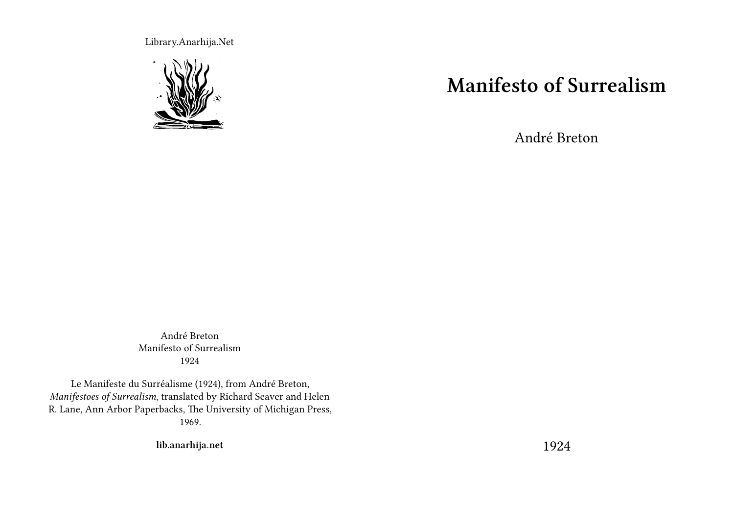Library.Anarhija.Net

# Manifesto of Surrealism

André Breton

1924

André Breton
Manifesto of Surrealism
1924

Le Manifeste du Surréalisme (1924), from André Breton, *Manifestoes of Surrealism*, translated by Richard Seaver and Helen R. Lane, Ann Arbor Paperbacks, The University of Michigan Press, 1969.

**lib.anarhija.net**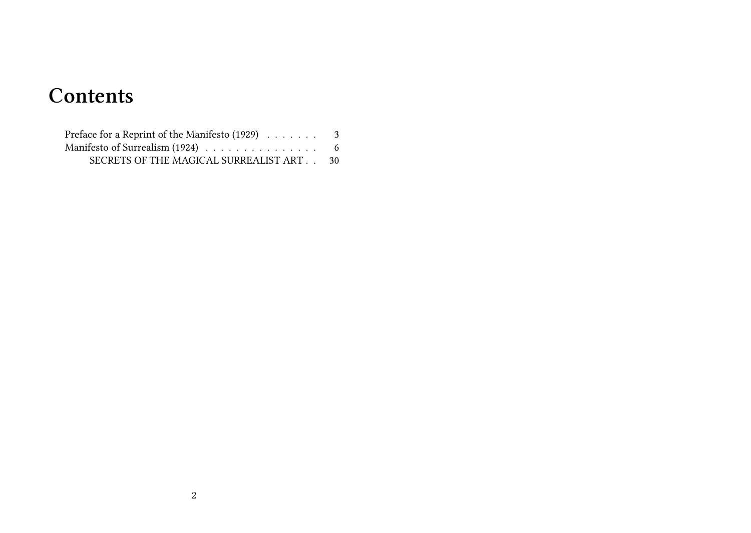# Contents

Preface for a Reprint of the Manifesto (1929) . . . . . . . 3
Manifesto of Surrealism (1924) . . . . . . . . . . . . . . . 6
    SECRETS OF THE MAGICAL SURREALIST ART . . 30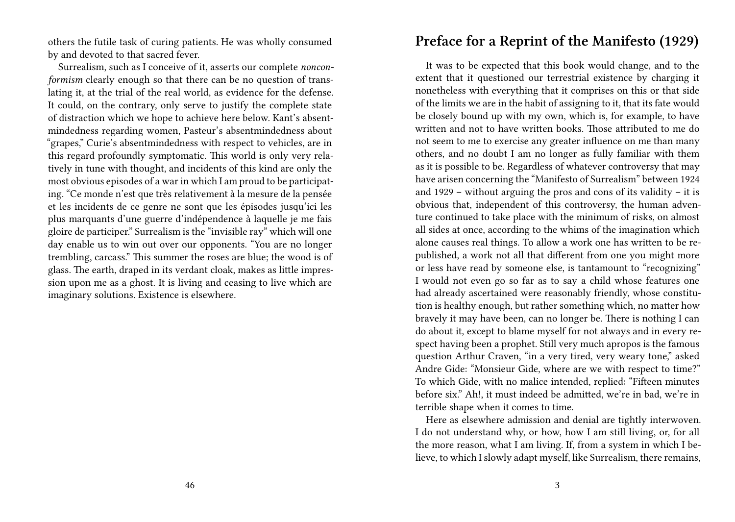others the futile task of curing patients. He was wholly consumed by and devoted to that sacred fever.

Surrealism, such as I conceive of it, asserts our complete *nonconformism* clearly enough so that there can be no question of translating it, at the trial of the real world, as evidence for the defense. It could, on the contrary, only serve to justify the complete state of distraction which we hope to achieve here below. Kant's absentmindedness regarding women, Pasteur's absentmindedness about "grapes," Curie's absentmindedness with respect to vehicles, are in this regard profoundly symptomatic. This world is only very relatively in tune with thought, and incidents of this kind are only the most obvious episodes of a war in which I am proud to be participating. "Ce monde n'est que très relativement à la mesure de la pensée et les incidents de ce genre ne sont que les épisodes jusqu'ici les plus marquants d'une guerre d'indépendence à laquelle je me fais gloire de participer." Surrealism is the "invisible ray" which will one day enable us to win out over our opponents. "You are no longer trembling, carcass." This summer the roses are blue; the wood is of glass. The earth, draped in its verdant cloak, makes as little impression upon me as a ghost. It is living and ceasing to live which are imaginary solutions. Existence is elsewhere.

## Preface for a Reprint of the Manifesto (1929)

It was to be expected that this book would change, and to the extent that it questioned our terrestrial existence by charging it nonetheless with everything that it comprises on this or that side of the limits we are in the habit of assigning to it, that its fate would be closely bound up with my own, which is, for example, to have written and not to have written books. Those attributed to me do not seem to me to exercise any greater influence on me than many others, and no doubt I am no longer as fully familiar with them as it is possible to be. Regardless of whatever controversy that may have arisen concerning the "Manifesto of Surrealism" between 1924 and 1929 – without arguing the pros and cons of its validity – it is obvious that, independent of this controversy, the human adventure continued to take place with the minimum of risks, on almost all sides at once, according to the whims of the imagination which alone causes real things. To allow a work one has written to be republished, a work not all that different from one you might more or less have read by someone else, is tantamount to "recognizing" I would not even go so far as to say a child whose features one had already ascertained were reasonably friendly, whose constitution is healthy enough, but rather something which, no matter how bravely it may have been, can no longer be. There is nothing I can do about it, except to blame myself for not always and in every respect having been a prophet. Still very much apropos is the famous question Arthur Craven, "in a very tired, very weary tone," asked Andre Gide: "Monsieur Gide, where are we with respect to time?" To which Gide, with no malice intended, replied: "Fifteen minutes before six." Ah!, it must indeed be admitted, we're in bad, we're in terrible shape when it comes to time.

Here as elsewhere admission and denial are tightly interwoven. I do not understand why, or how, how I am still living, or, for all the more reason, what I am living. If, from a system in which I believe, to which I slowly adapt myself, like Surrealism, there remains,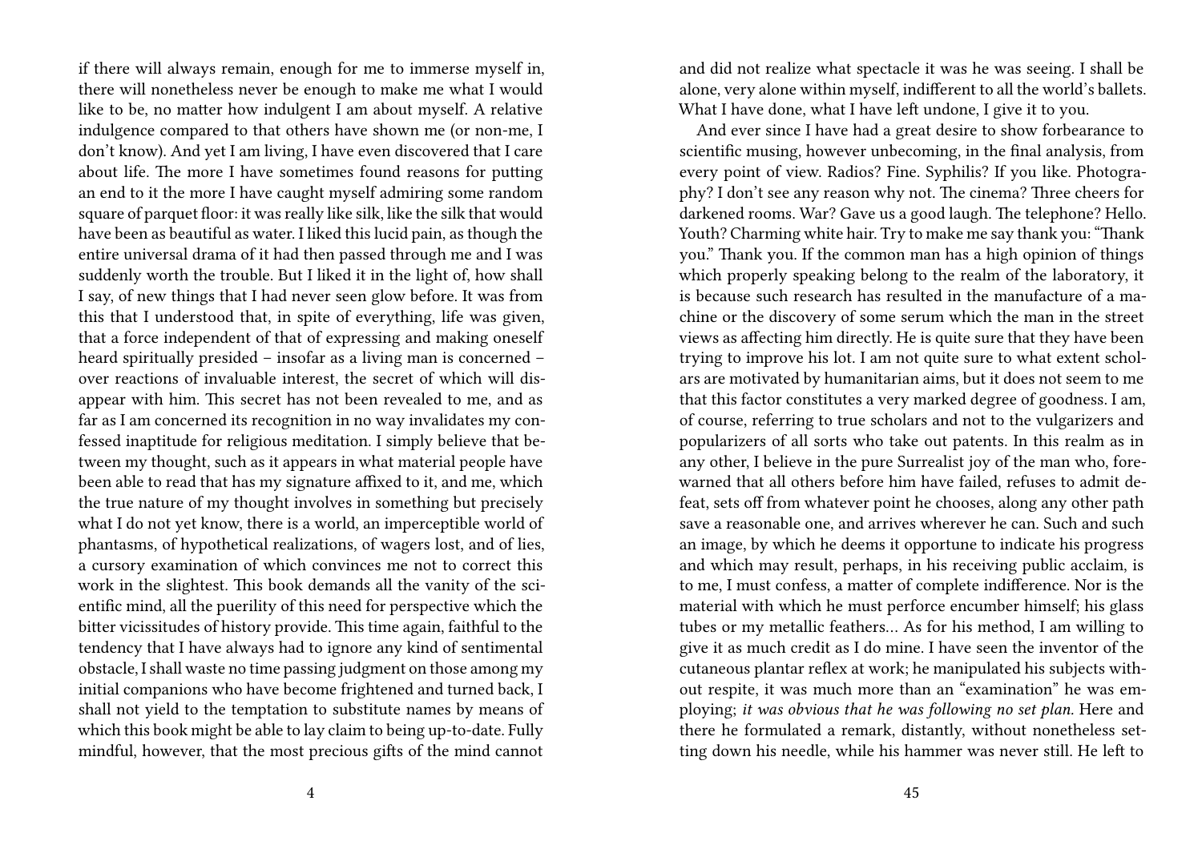if there will always remain, enough for me to immerse myself in, there will nonetheless never be enough to make me what I would like to be, no matter how indulgent I am about myself. A relative indulgence compared to that others have shown me (or non-me, I don't know). And yet I am living, I have even discovered that I care about life. The more I have sometimes found reasons for putting an end to it the more I have caught myself admiring some random square of parquet floor: it was really like silk, like the silk that would have been as beautiful as water. I liked this lucid pain, as though the entire universal drama of it had then passed through me and I was suddenly worth the trouble. But I liked it in the light of, how shall I say, of new things that I had never seen glow before. It was from this that I understood that, in spite of everything, life was given, that a force independent of that of expressing and making oneself heard spiritually presided – insofar as a living man is concerned – over reactions of invaluable interest, the secret of which will disappear with him. This secret has not been revealed to me, and as far as I am concerned its recognition in no way invalidates my confessed inaptitude for religious meditation. I simply believe that between my thought, such as it appears in what material people have been able to read that has my signature affixed to it, and me, which the true nature of my thought involves in something but precisely what I do not yet know, there is a world, an imperceptible world of phantasms, of hypothetical realizations, of wagers lost, and of lies, a cursory examination of which convinces me not to correct this work in the slightest. This book demands all the vanity of the scientific mind, all the puerility of this need for perspective which the bitter vicissitudes of history provide. This time again, faithful to the tendency that I have always had to ignore any kind of sentimental obstacle, I shall waste no time passing judgment on those among my initial companions who have become frightened and turned back, I shall not yield to the temptation to substitute names by means of which this book might be able to lay claim to being up-to-date. Fully mindful, however, that the most precious gifts of the mind cannot

and did not realize what spectacle it was he was seeing. I shall be alone, very alone within myself, indifferent to all the world's ballets. What I have done, what I have left undone, I give it to you.

And ever since I have had a great desire to show forbearance to scientific musing, however unbecoming, in the final analysis, from every point of view. Radios? Fine. Syphilis? If you like. Photography? I don't see any reason why not. The cinema? Three cheers for darkened rooms. War? Gave us a good laugh. The telephone? Hello. Youth? Charming white hair. Try to make me say thank you: "Thank you." Thank you. If the common man has a high opinion of things which properly speaking belong to the realm of the laboratory, it is because such research has resulted in the manufacture of a machine or the discovery of some serum which the man in the street views as affecting him directly. He is quite sure that they have been trying to improve his lot. I am not quite sure to what extent scholars are motivated by humanitarian aims, but it does not seem to me that this factor constitutes a very marked degree of goodness. I am, of course, referring to true scholars and not to the vulgarizers and popularizers of all sorts who take out patents. In this realm as in any other, I believe in the pure Surrealist joy of the man who, forewarned that all others before him have failed, refuses to admit defeat, sets off from whatever point he chooses, along any other path save a reasonable one, and arrives wherever he can. Such and such an image, by which he deems it opportune to indicate his progress and which may result, perhaps, in his receiving public acclaim, is to me, I must confess, a matter of complete indifference. Nor is the material with which he must perforce encumber himself; his glass tubes or my metallic feathers… As for his method, I am willing to give it as much credit as I do mine. I have seen the inventor of the cutaneous plantar reflex at work; he manipulated his subjects without respite, it was much more than an "examination" he was employing; *it was obvious that he was following no set plan.* Here and there he formulated a remark, distantly, without nonetheless setting down his needle, while his hammer was never still. He left to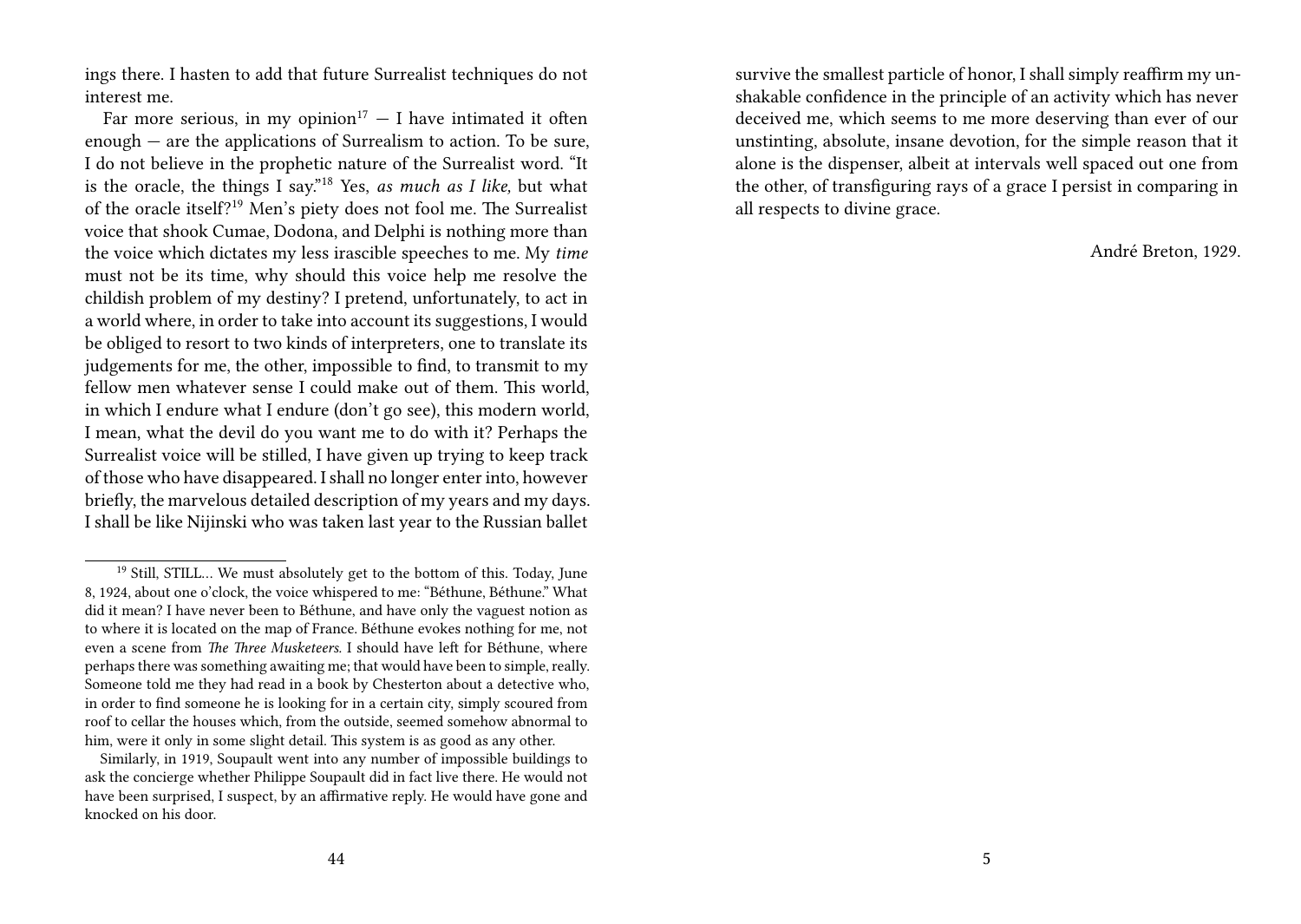ings there. I hasten to add that future Surrealist techniques do not interest me.

Far more serious, in my opinion[17] — I have intimated it often enough — are the applications of Surrealism to action. To be sure, I do not believe in the prophetic nature of the Surrealist word. "It is the oracle, the things I say."[18] Yes, *as much as I like,* but what of the oracle itself?[19] Men's piety does not fool me. The Surrealist voice that shook Cumae, Dodona, and Delphi is nothing more than the voice which dictates my less irascible speeches to me. My *time* must not be its time, why should this voice help me resolve the childish problem of my destiny? I pretend, unfortunately, to act in a world where, in order to take into account its suggestions, I would be obliged to resort to two kinds of interpreters, one to translate its judgements for me, the other, impossible to find, to transmit to my fellow men whatever sense I could make out of them. This world, in which I endure what I endure (don't go see), this modern world, I mean, what the devil do you want me to do with it? Perhaps the Surrealist voice will be stilled, I have given up trying to keep track of those who have disappeared. I shall no longer enter into, however briefly, the marvelous detailed description of my years and my days. I shall be like Nijinski who was taken last year to the Russian ballet

[19] Still, STILL… We must absolutely get to the bottom of this. Today, June 8, 1924, about one o'clock, the voice whispered to me: "Béthune, Béthune." What did it mean? I have never been to Béthune, and have only the vaguest notion as to where it is located on the map of France. Béthune evokes nothing for me, not even a scene from *The Three Musketeers.* I should have left for Béthune, where perhaps there was something awaiting me; that would have been to simple, really. Someone told me they had read in a book by Chesterton about a detective who, in order to find someone he is looking for in a certain city, simply scoured from roof to cellar the houses which, from the outside, seemed somehow abnormal to him, were it only in some slight detail. This system is as good as any other.

Similarly, in 1919, Soupault went into any number of impossible buildings to ask the concierge whether Philippe Soupault did in fact live there. He would not have been surprised, I suspect, by an affirmative reply. He would have gone and knocked on his door.

survive the smallest particle of honor, I shall simply reaffirm my unshakable confidence in the principle of an activity which has never deceived me, which seems to me more deserving than ever of our unstinting, absolute, insane devotion, for the simple reason that it alone is the dispenser, albeit at intervals well spaced out one from the other, of transfiguring rays of a grace I persist in comparing in all respects to divine grace.

André Breton, 1929.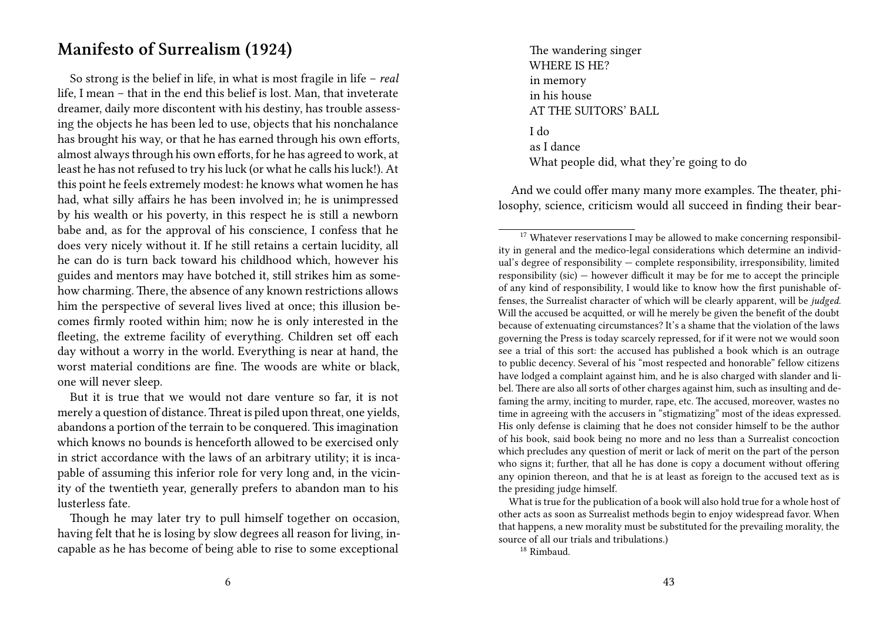## Manifesto of Surrealism (1924)

So strong is the belief in life, in what is most fragile in life – *real* life, I mean – that in the end this belief is lost. Man, that inveterate dreamer, daily more discontent with his destiny, has trouble assessing the objects he has been led to use, objects that his nonchalance has brought his way, or that he has earned through his own efforts, almost always through his own efforts, for he has agreed to work, at least he has not refused to try his luck (or what he calls his luck!). At this point he feels extremely modest: he knows what women he has had, what silly affairs he has been involved in; he is unimpressed by his wealth or his poverty, in this respect he is still a newborn babe and, as for the approval of his conscience, I confess that he does very nicely without it. If he still retains a certain lucidity, all he can do is turn back toward his childhood which, however his guides and mentors may have botched it, still strikes him as somehow charming. There, the absence of any known restrictions allows him the perspective of several lives lived at once; this illusion becomes firmly rooted within him; now he is only interested in the fleeting, the extreme facility of everything. Children set off each day without a worry in the world. Everything is near at hand, the worst material conditions are fine. The woods are white or black, one will never sleep.

But it is true that we would not dare venture so far, it is not merely a question of distance. Threat is piled upon threat, one yields, abandons a portion of the terrain to be conquered. This imagination which knows no bounds is henceforth allowed to be exercised only in strict accordance with the laws of an arbitrary utility; it is incapable of assuming this inferior role for very long and, in the vicinity of the twentieth year, generally prefers to abandon man to his lusterless fate.

Though he may later try to pull himself together on occasion, having felt that he is losing by slow degrees all reason for living, incapable as he has become of being able to rise to some exceptional

The wandering singer
WHERE IS HE?
in memory
in his house
AT THE SUITORS' BALL

I do
as I dance
What people did, what they're going to do

And we could offer many many more examples. The theater, philosophy, science, criticism would all succeed in finding their bear-

---

[17] Whatever reservations I may be allowed to make concerning responsibility in general and the medico-legal considerations which determine an individual's degree of responsibility — complete responsibility, irresponsibility, limited responsibility (sic) — however difficult it may be for me to accept the principle of any kind of responsibility, I would like to know how the first punishable offenses, the Surrealist character of which will be clearly apparent, will be *judged*. Will the accused be acquitted, or will he merely be given the benefit of the doubt because of extenuating circumstances? It's a shame that the violation of the laws governing the Press is today scarcely repressed, for if it were not we would soon see a trial of this sort: the accused has published a book which is an outrage to public decency. Several of his "most respected and honorable" fellow citizens have lodged a complaint against him, and he is also charged with slander and libel. There are also all sorts of other charges against him, such as insulting and defaming the army, inciting to murder, rape, etc. The accused, moreover, wastes no time in agreeing with the accusers in "stigmatizing" most of the ideas expressed. His only defense is claiming that he does not consider himself to be the author of his book, said book being no more and no less than a Surrealist concoction which precludes any question of merit or lack of merit on the part of the person who signs it; further, that all he has done is copy a document without offering any opinion thereon, and that he is at least as foreign to the accused text as is the presiding judge himself.

What is true for the publication of a book will also hold true for a whole host of other acts as soon as Surrealist methods begin to enjoy widespread favor. When that happens, a new morality must be substituted for the prevailing morality, the source of all our trials and tribulations.)

[18] Rimbaud.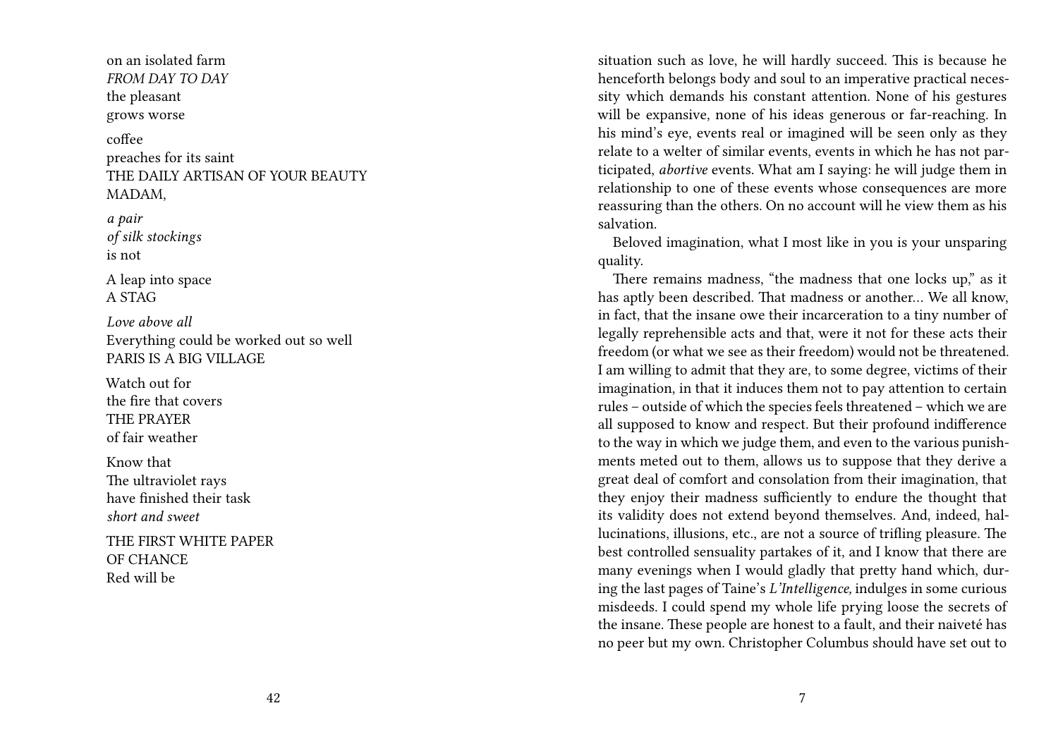on an isolated farm
*FROM DAY TO DAY*
the pleasant
grows worse

coffee
preaches for its saint
THE DAILY ARTISAN OF YOUR BEAUTY
MADAM,

*a pair*
*of silk stockings*
is not

A leap into space
A STAG

*Love above all*
Everything could be worked out so well
PARIS IS A BIG VILLAGE

Watch out for
the fire that covers
THE PRAYER
of fair weather

Know that
The ultraviolet rays
have finished their task
*short and sweet*

THE FIRST WHITE PAPER
OF CHANCE
Red will be

situation such as love, he will hardly succeed. This is because he henceforth belongs body and soul to an imperative practical necessity which demands his constant attention. None of his gestures will be expansive, none of his ideas generous or far-reaching. In his mind's eye, events real or imagined will be seen only as they relate to a welter of similar events, events in which he has not participated, *abortive* events. What am I saying: he will judge them in relationship to one of these events whose consequences are more reassuring than the others. On no account will he view them as his salvation.

Beloved imagination, what I most like in you is your unsparing quality.

There remains madness, "the madness that one locks up," as it has aptly been described. That madness or another… We all know, in fact, that the insane owe their incarceration to a tiny number of legally reprehensible acts and that, were it not for these acts their freedom (or what we see as their freedom) would not be threatened. I am willing to admit that they are, to some degree, victims of their imagination, in that it induces them not to pay attention to certain rules – outside of which the species feels threatened – which we are all supposed to know and respect. But their profound indifference to the way in which we judge them, and even to the various punishments meted out to them, allows us to suppose that they derive a great deal of comfort and consolation from their imagination, that they enjoy their madness sufficiently to endure the thought that its validity does not extend beyond themselves. And, indeed, hallucinations, illusions, etc., are not a source of trifling pleasure. The best controlled sensuality partakes of it, and I know that there are many evenings when I would gladly that pretty hand which, during the last pages of Taine's *L'Intelligence,* indulges in some curious misdeeds. I could spend my whole life prying loose the secrets of the insane. These people are honest to a fault, and their naiveté has no peer but my own. Christopher Columbus should have set out to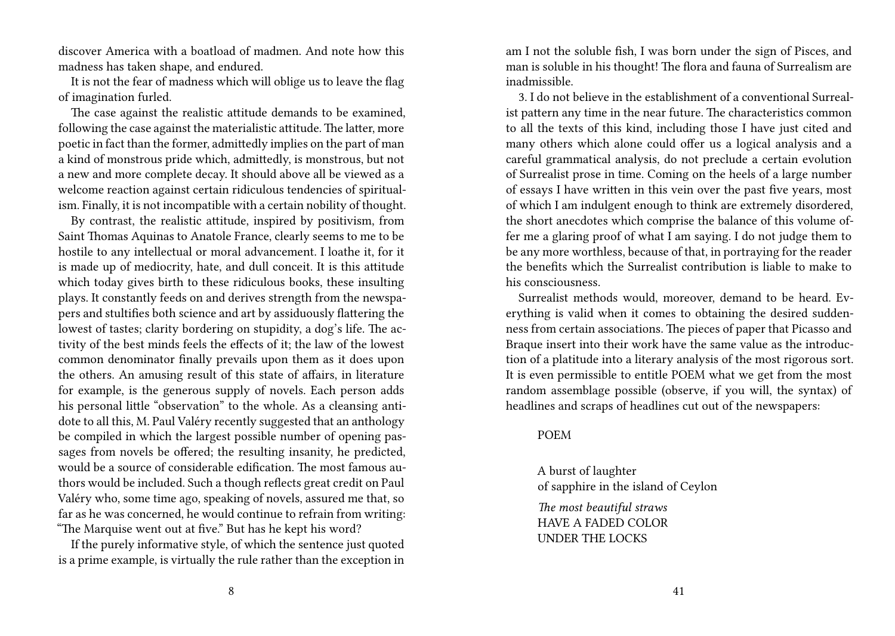discover America with a boatload of madmen. And note how this madness has taken shape, and endured.

It is not the fear of madness which will oblige us to leave the flag of imagination furled.

The case against the realistic attitude demands to be examined, following the case against the materialistic attitude. The latter, more poetic in fact than the former, admittedly implies on the part of man a kind of monstrous pride which, admittedly, is monstrous, but not a new and more complete decay. It should above all be viewed as a welcome reaction against certain ridiculous tendencies of spiritualism. Finally, it is not incompatible with a certain nobility of thought.

By contrast, the realistic attitude, inspired by positivism, from Saint Thomas Aquinas to Anatole France, clearly seems to me to be hostile to any intellectual or moral advancement. I loathe it, for it is made up of mediocrity, hate, and dull conceit. It is this attitude which today gives birth to these ridiculous books, these insulting plays. It constantly feeds on and derives strength from the newspapers and stultifies both science and art by assiduously flattering the lowest of tastes; clarity bordering on stupidity, a dog's life. The activity of the best minds feels the effects of it; the law of the lowest common denominator finally prevails upon them as it does upon the others. An amusing result of this state of affairs, in literature for example, is the generous supply of novels. Each person adds his personal little "observation" to the whole. As a cleansing antidote to all this, M. Paul Valéry recently suggested that an anthology be compiled in which the largest possible number of opening passages from novels be offered; the resulting insanity, he predicted, would be a source of considerable edification. The most famous authors would be included. Such a though reflects great credit on Paul Valéry who, some time ago, speaking of novels, assured me that, so far as he was concerned, he would continue to refrain from writing: "The Marquise went out at five." But has he kept his word?

If the purely informative style, of which the sentence just quoted is a prime example, is virtually the rule rather than the exception in

am I not the soluble fish, I was born under the sign of Pisces, and man is soluble in his thought! The flora and fauna of Surrealism are inadmissible.

3. I do not believe in the establishment of a conventional Surrealist pattern any time in the near future. The characteristics common to all the texts of this kind, including those I have just cited and many others which alone could offer us a logical analysis and a careful grammatical analysis, do not preclude a certain evolution of Surrealist prose in time. Coming on the heels of a large number of essays I have written in this vein over the past five years, most of which I am indulgent enough to think are extremely disordered, the short anecdotes which comprise the balance of this volume offer me a glaring proof of what I am saying. I do not judge them to be any more worthless, because of that, in portraying for the reader the benefits which the Surrealist contribution is liable to make to his consciousness.

Surrealist methods would, moreover, demand to be heard. Everything is valid when it comes to obtaining the desired suddenness from certain associations. The pieces of paper that Picasso and Braque insert into their work have the same value as the introduction of a platitude into a literary analysis of the most rigorous sort. It is even permissible to entitle POEM what we get from the most random assemblage possible (observe, if you will, the syntax) of headlines and scraps of headlines cut out of the newspapers:

POEM

A burst of laughter  
of sapphire in the island of Ceylon

*The most beautiful straws*  
HAVE A FADED COLOR  
UNDER THE LOCKS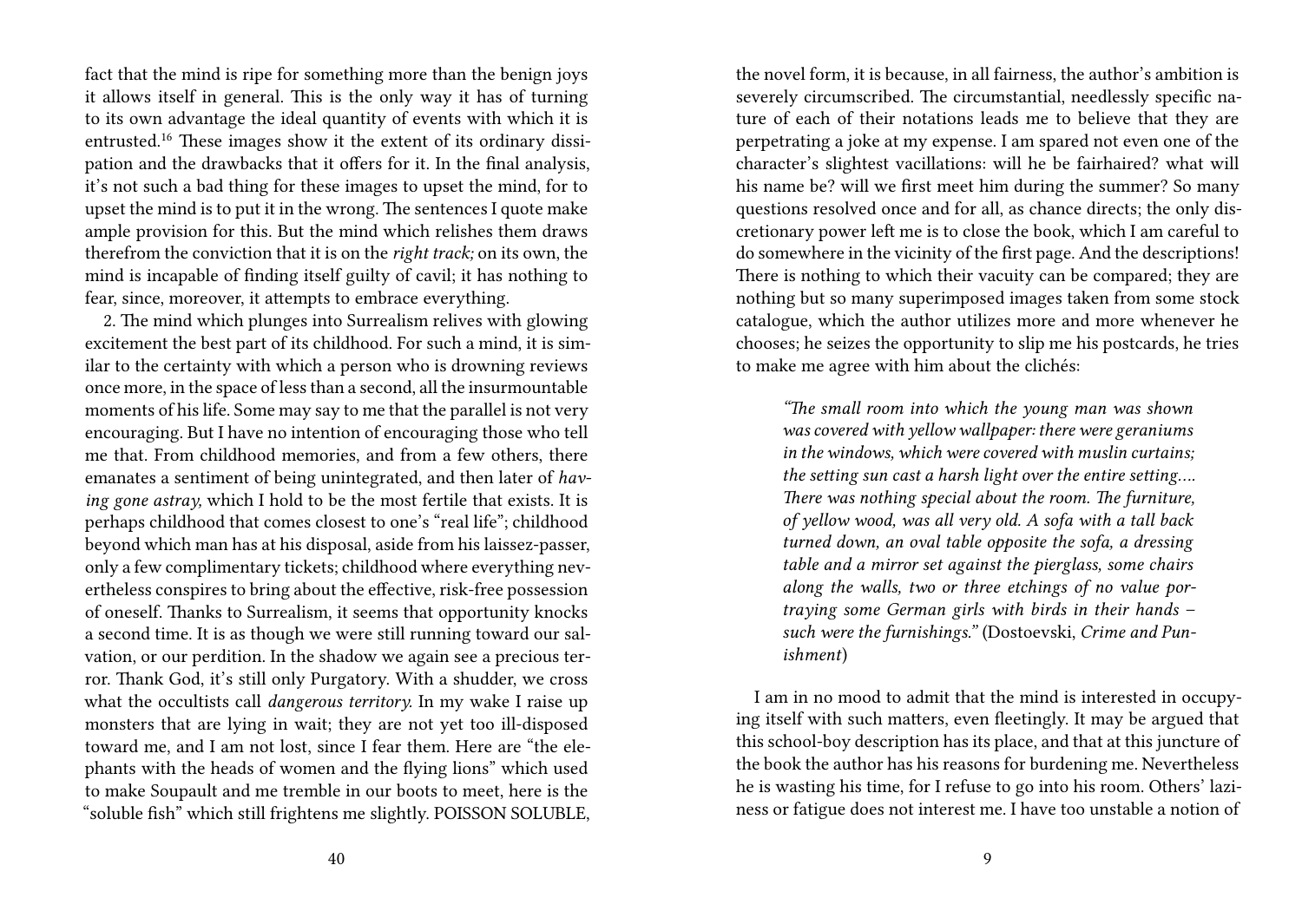fact that the mind is ripe for something more than the benign joys it allows itself in general. This is the only way it has of turning to its own advantage the ideal quantity of events with which it is entrusted.[16] These images show it the extent of its ordinary dissipation and the drawbacks that it offers for it. In the final analysis, it's not such a bad thing for these images to upset the mind, for to upset the mind is to put it in the wrong. The sentences I quote make ample provision for this. But the mind which relishes them draws therefrom the conviction that it is on the *right track;* on its own, the mind is incapable of finding itself guilty of cavil; it has nothing to fear, since, moreover, it attempts to embrace everything.

2. The mind which plunges into Surrealism relives with glowing excitement the best part of its childhood. For such a mind, it is similar to the certainty with which a person who is drowning reviews once more, in the space of less than a second, all the insurmountable moments of his life. Some may say to me that the parallel is not very encouraging. But I have no intention of encouraging those who tell me that. From childhood memories, and from a few others, there emanates a sentiment of being unintegrated, and then later of *having gone astray,* which I hold to be the most fertile that exists. It is perhaps childhood that comes closest to one's "real life"; childhood beyond which man has at his disposal, aside from his laissez-passer, only a few complimentary tickets; childhood where everything nevertheless conspires to bring about the effective, risk-free possession of oneself. Thanks to Surrealism, it seems that opportunity knocks a second time. It is as though we were still running toward our salvation, or our perdition. In the shadow we again see a precious terror. Thank God, it's still only Purgatory. With a shudder, we cross what the occultists call *dangerous territory.* In my wake I raise up monsters that are lying in wait; they are not yet too ill-disposed toward me, and I am not lost, since I fear them. Here are "the elephants with the heads of women and the flying lions" which used to make Soupault and me tremble in our boots to meet, here is the "soluble fish" which still frightens me slightly. POISSON SOLUBLE,

the novel form, it is because, in all fairness, the author's ambition is severely circumscribed. The circumstantial, needlessly specific nature of each of their notations leads me to believe that they are perpetrating a joke at my expense. I am spared not even one of the character's slightest vacillations: will he be fairhaired? what will his name be? will we first meet him during the summer? So many questions resolved once and for all, as chance directs; the only discretionary power left me is to close the book, which I am careful to do somewhere in the vicinity of the first page. And the descriptions! There is nothing to which their vacuity can be compared; they are nothing but so many superimposed images taken from some stock catalogue, which the author utilizes more and more whenever he chooses; he seizes the opportunity to slip me his postcards, he tries to make me agree with him about the clichés:

> *"The small room into which the young man was shown was covered with yellow wallpaper: there were geraniums in the windows, which were covered with muslin curtains; the setting sun cast a harsh light over the entire setting.… There was nothing special about the room. The furniture, of yellow wood, was all very old. A sofa with a tall back turned down, an oval table opposite the sofa, a dressing table and a mirror set against the pierglass, some chairs along the walls, two or three etchings of no value portraying some German girls with birds in their hands – such were the furnishings."* (Dostoevski, *Crime and Punishment*)

I am in no mood to admit that the mind is interested in occupying itself with such matters, even fleetingly. It may be argued that this school-boy description has its place, and that at this juncture of the book the author has his reasons for burdening me. Nevertheless he is wasting his time, for I refuse to go into his room. Others' laziness or fatigue does not interest me. I have too unstable a notion of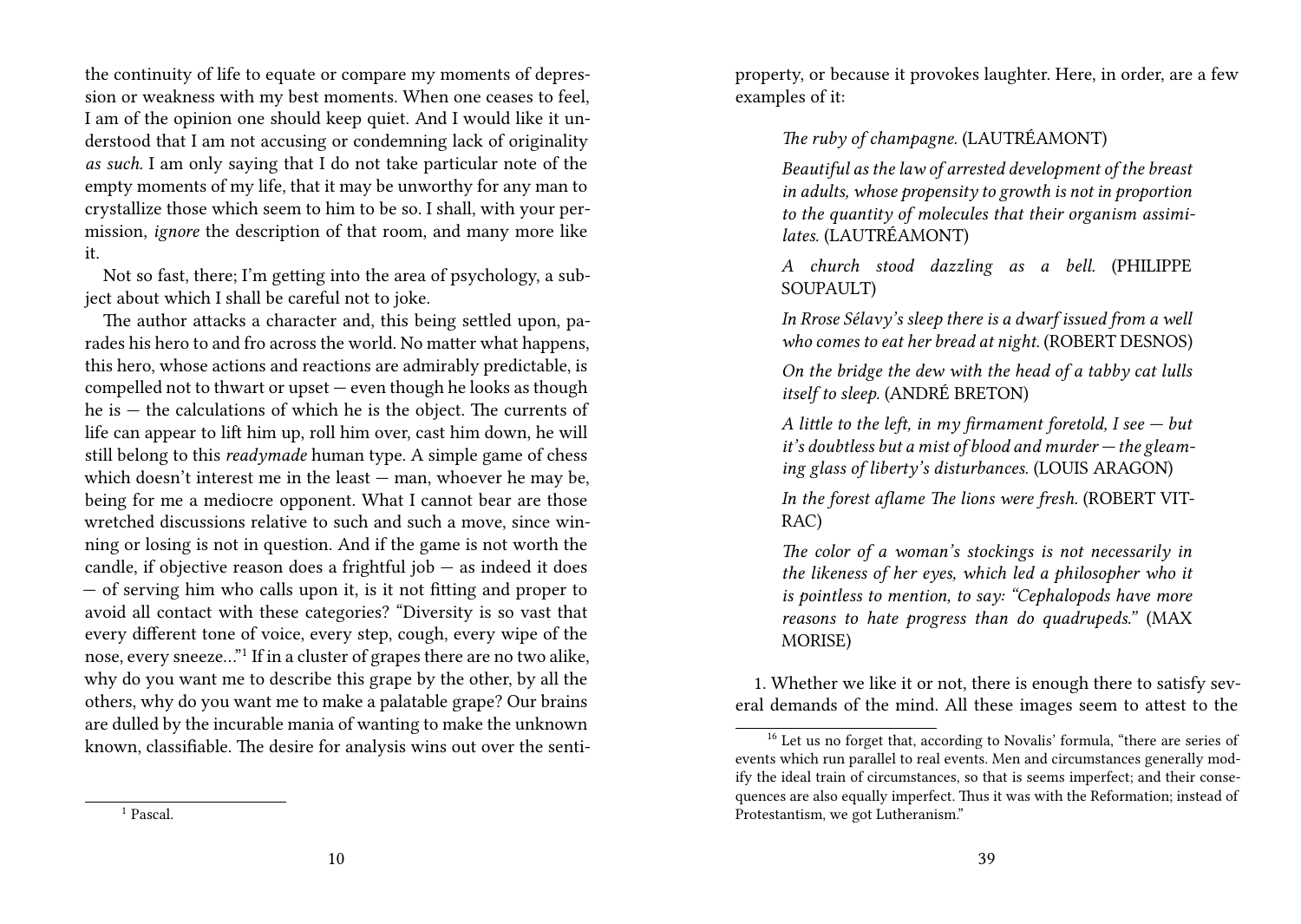the continuity of life to equate or compare my moments of depression or weakness with my best moments. When one ceases to feel, I am of the opinion one should keep quiet. And I would like it understood that I am not accusing or condemning lack of originality *as such.* I am only saying that I do not take particular note of the empty moments of my life, that it may be unworthy for any man to crystallize those which seem to him to be so. I shall, with your permission, *ignore* the description of that room, and many more like it.

Not so fast, there; I'm getting into the area of psychology, a subject about which I shall be careful not to joke.

The author attacks a character and, this being settled upon, parades his hero to and fro across the world. No matter what happens, this hero, whose actions and reactions are admirably predictable, is compelled not to thwart or upset — even though he looks as though he is — the calculations of which he is the object. The currents of life can appear to lift him up, roll him over, cast him down, he will still belong to this *readymade* human type. A simple game of chess which doesn't interest me in the least — man, whoever he may be, being for me a mediocre opponent. What I cannot bear are those wretched discussions relative to such and such a move, since winning or losing is not in question. And if the game is not worth the candle, if objective reason does a frightful job — as indeed it does — of serving him who calls upon it, is it not fitting and proper to avoid all contact with these categories? "Diversity is so vast that every different tone of voice, every step, cough, every wipe of the nose, every sneeze…"[1] If in a cluster of grapes there are no two alike, why do you want me to describe this grape by the other, by all the others, why do you want me to make a palatable grape? Our brains are dulled by the incurable mania of wanting to make the unknown known, classifiable. The desire for analysis wins out over the senti-

[1] Pascal.

property, or because it provokes laughter. Here, in order, are a few examples of it:

> *The ruby of champagne.* (LAUTRÉAMONT)
>
> *Beautiful as the law of arrested development of the breast in adults, whose propensity to growth is not in proportion to the quantity of molecules that their organism assimilates.* (LAUTRÉAMONT)
>
> *A church stood dazzling as a bell.* (PHILIPPE SOUPAULT)
>
> *In Rrose Sélavy's sleep there is a dwarf issued from a well who comes to eat her bread at night.* (ROBERT DESNOS)
>
> *On the bridge the dew with the head of a tabby cat lulls itself to sleep.* (ANDRÉ BRETON)
>
> *A little to the left, in my firmament foretold, I see — but it's doubtless but a mist of blood and murder — the gleaming glass of liberty's disturbances.* (LOUIS ARAGON)
>
> *In the forest aflame The lions were fresh.* (ROBERT VITRAC)
>
> *The color of a woman's stockings is not necessarily in the likeness of her eyes, which led a philosopher who it is pointless to mention, to say: "Cephalopods have more reasons to hate progress than do quadrupeds."* (MAX MORISE)

1. Whether we like it or not, there is enough there to satisfy several demands of the mind. All these images seem to attest to the

[16] Let us no forget that, according to Novalis' formula, "there are series of events which run parallel to real events. Men and circumstances generally modify the ideal train of circumstances, so that is seems imperfect; and their consequences are also equally imperfect. Thus it was with the Reformation; instead of Protestantism, we got Lutheranism."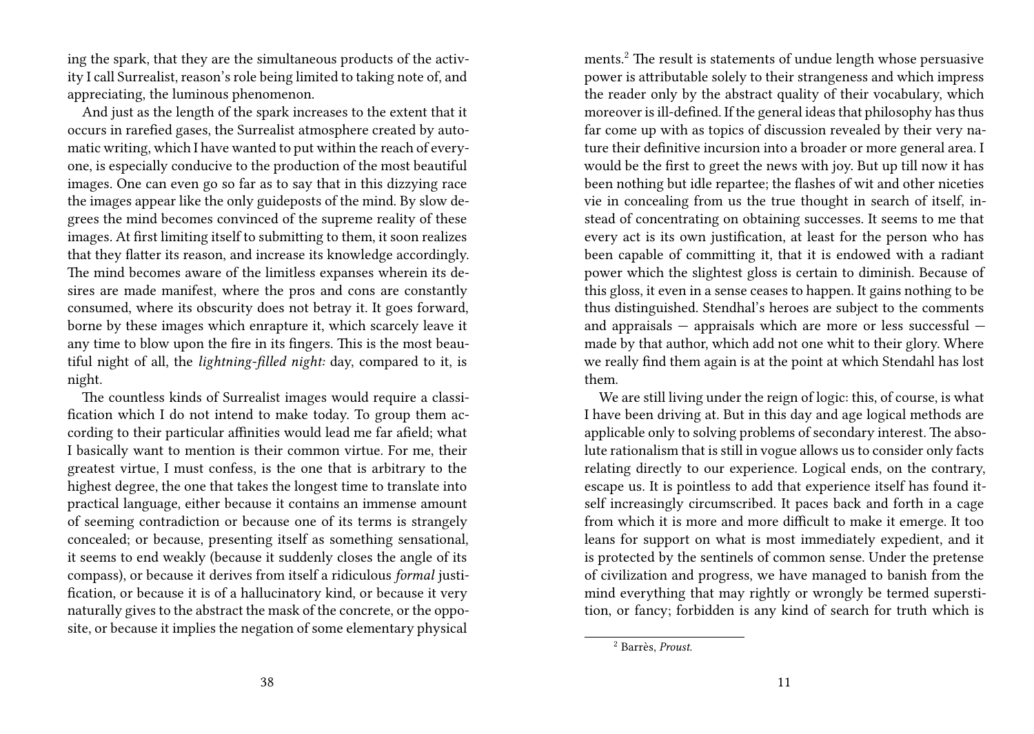ing the spark, that they are the simultaneous products of the activity I call Surrealist, reason's role being limited to taking note of, and appreciating, the luminous phenomenon.

And just as the length of the spark increases to the extent that it occurs in rarefied gases, the Surrealist atmosphere created by automatic writing, which I have wanted to put within the reach of everyone, is especially conducive to the production of the most beautiful images. One can even go so far as to say that in this dizzying race the images appear like the only guideposts of the mind. By slow degrees the mind becomes convinced of the supreme reality of these images. At first limiting itself to submitting to them, it soon realizes that they flatter its reason, and increase its knowledge accordingly. The mind becomes aware of the limitless expanses wherein its desires are made manifest, where the pros and cons are constantly consumed, where its obscurity does not betray it. It goes forward, borne by these images which enrapture it, which scarcely leave it any time to blow upon the fire in its fingers. This is the most beautiful night of all, the *lightning-filled night:* day, compared to it, is night.

The countless kinds of Surrealist images would require a classification which I do not intend to make today. To group them according to their particular affinities would lead me far afield; what I basically want to mention is their common virtue. For me, their greatest virtue, I must confess, is the one that is arbitrary to the highest degree, the one that takes the longest time to translate into practical language, either because it contains an immense amount of seeming contradiction or because one of its terms is strangely concealed; or because, presenting itself as something sensational, it seems to end weakly (because it suddenly closes the angle of its compass), or because it derives from itself a ridiculous *formal* justification, or because it is of a hallucinatory kind, or because it very naturally gives to the abstract the mask of the concrete, or the opposite, or because it implies the negation of some elementary physical

ments.[2] The result is statements of undue length whose persuasive power is attributable solely to their strangeness and which impress the reader only by the abstract quality of their vocabulary, which moreover is ill-defined. If the general ideas that philosophy has thus far come up with as topics of discussion revealed by their very nature their definitive incursion into a broader or more general area. I would be the first to greet the news with joy. But up till now it has been nothing but idle repartee; the flashes of wit and other niceties vie in concealing from us the true thought in search of itself, instead of concentrating on obtaining successes. It seems to me that every act is its own justification, at least for the person who has been capable of committing it, that it is endowed with a radiant power which the slightest gloss is certain to diminish. Because of this gloss, it even in a sense ceases to happen. It gains nothing to be thus distinguished. Stendhal's heroes are subject to the comments and appraisals — appraisals which are more or less successful — made by that author, which add not one whit to their glory. Where we really find them again is at the point at which Stendahl has lost them.

We are still living under the reign of logic: this, of course, is what I have been driving at. But in this day and age logical methods are applicable only to solving problems of secondary interest. The absolute rationalism that is still in vogue allows us to consider only facts relating directly to our experience. Logical ends, on the contrary, escape us. It is pointless to add that experience itself has found itself increasingly circumscribed. It paces back and forth in a cage from which it is more and more difficult to make it emerge. It too leans for support on what is most immediately expedient, and it is protected by the sentinels of common sense. Under the pretense of civilization and progress, we have managed to banish from the mind everything that may rightly or wrongly be termed superstition, or fancy; forbidden is any kind of search for truth which is

[2] Barrès, *Proust.*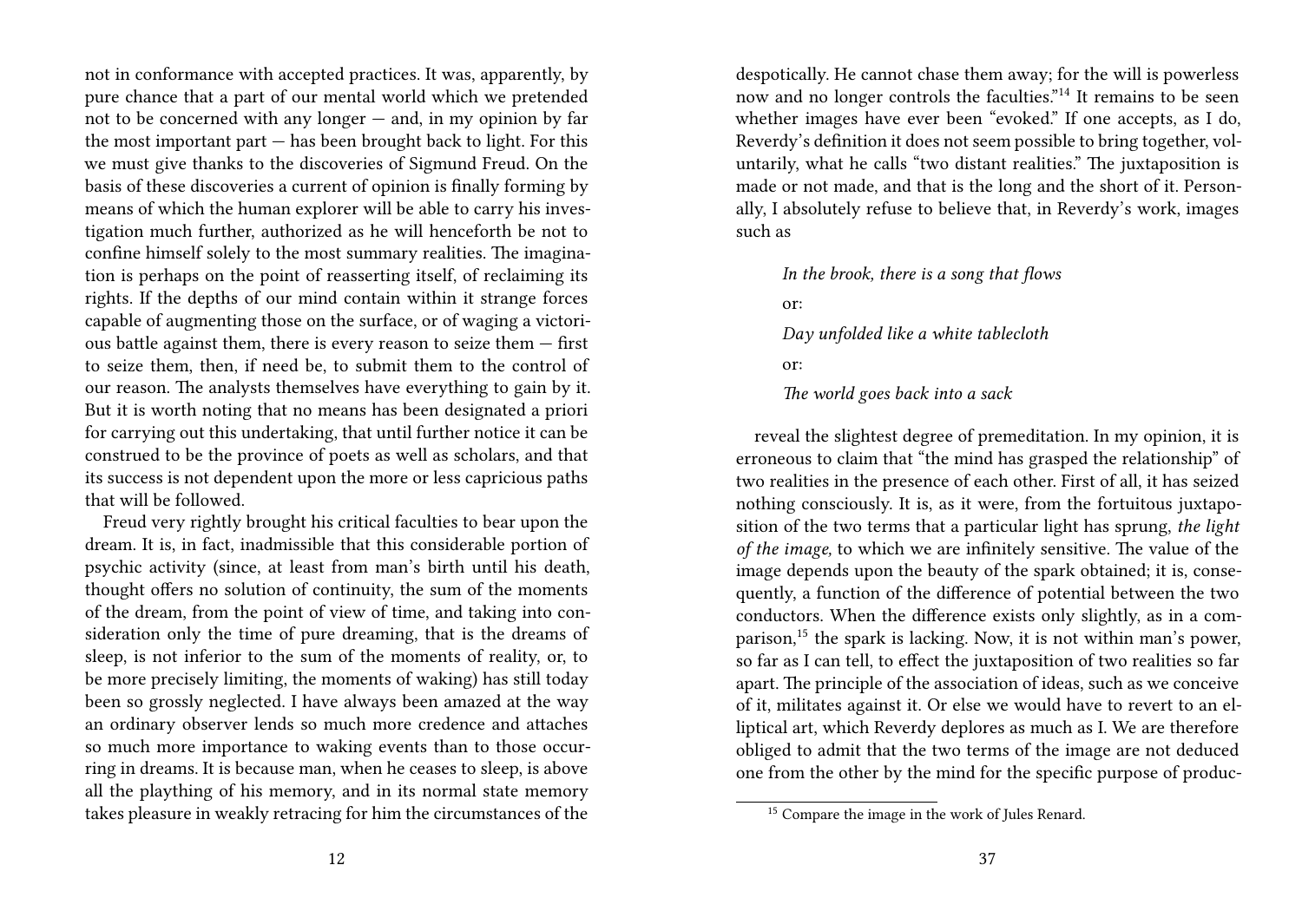not in conformance with accepted practices. It was, apparently, by pure chance that a part of our mental world which we pretended not to be concerned with any longer — and, in my opinion by far the most important part — has been brought back to light. For this we must give thanks to the discoveries of Sigmund Freud. On the basis of these discoveries a current of opinion is finally forming by means of which the human explorer will be able to carry his investigation much further, authorized as he will henceforth be not to confine himself solely to the most summary realities. The imagination is perhaps on the point of reasserting itself, of reclaiming its rights. If the depths of our mind contain within it strange forces capable of augmenting those on the surface, or of waging a victorious battle against them, there is every reason to seize them — first to seize them, then, if need be, to submit them to the control of our reason. The analysts themselves have everything to gain by it. But it is worth noting that no means has been designated a priori for carrying out this undertaking, that until further notice it can be construed to be the province of poets as well as scholars, and that its success is not dependent upon the more or less capricious paths that will be followed.

Freud very rightly brought his critical faculties to bear upon the dream. It is, in fact, inadmissible that this considerable portion of psychic activity (since, at least from man's birth until his death, thought offers no solution of continuity, the sum of the moments of the dream, from the point of view of time, and taking into consideration only the time of pure dreaming, that is the dreams of sleep, is not inferior to the sum of the moments of reality, or, to be more precisely limiting, the moments of waking) has still today been so grossly neglected. I have always been amazed at the way an ordinary observer lends so much more credence and attaches so much more importance to waking events than to those occurring in dreams. It is because man, when he ceases to sleep, is above all the plaything of his memory, and in its normal state memory takes pleasure in weakly retracing for him the circumstances of the

despotically. He cannot chase them away; for the will is powerless now and no longer controls the faculties."[14] It remains to be seen whether images have ever been "evoked." If one accepts, as I do, Reverdy's definition it does not seem possible to bring together, voluntarily, what he calls "two distant realities." The juxtaposition is made or not made, and that is the long and the short of it. Personally, I absolutely refuse to believe that, in Reverdy's work, images such as

> *In the brook, there is a song that flows*
>
> or:
>
> *Day unfolded like a white tablecloth*
>
> or:
>
> *The world goes back into a sack*

reveal the slightest degree of premeditation. In my opinion, it is erroneous to claim that "the mind has grasped the relationship" of two realities in the presence of each other. First of all, it has seized nothing consciously. It is, as it were, from the fortuitous juxtaposition of the two terms that a particular light has sprung, *the light of the image,* to which we are infinitely sensitive. The value of the image depends upon the beauty of the spark obtained; it is, consequently, a function of the difference of potential between the two conductors. When the difference exists only slightly, as in a comparison,[15] the spark is lacking. Now, it is not within man's power, so far as I can tell, to effect the juxtaposition of two realities so far apart. The principle of the association of ideas, such as we conceive of it, militates against it. Or else we would have to revert to an elliptical art, which Reverdy deplores as much as I. We are therefore obliged to admit that the two terms of the image are not deduced one from the other by the mind for the specific purpose of produc-

[15] Compare the image in the work of Jules Renard.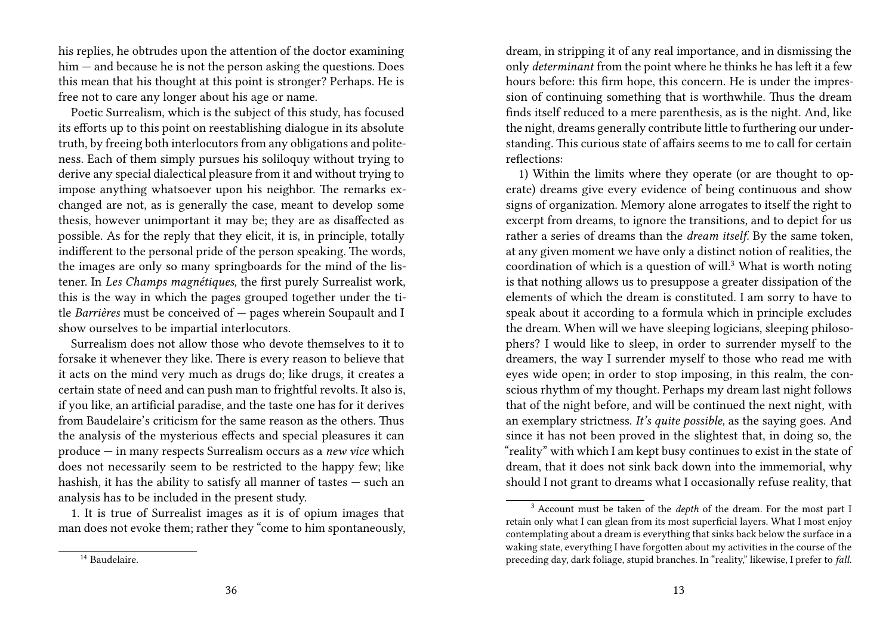his replies, he obtrudes upon the attention of the doctor examining him — and because he is not the person asking the questions. Does this mean that his thought at this point is stronger? Perhaps. He is free not to care any longer about his age or name.

Poetic Surrealism, which is the subject of this study, has focused its efforts up to this point on reestablishing dialogue in its absolute truth, by freeing both interlocutors from any obligations and politeness. Each of them simply pursues his soliloquy without trying to derive any special dialectical pleasure from it and without trying to impose anything whatsoever upon his neighbor. The remarks exchanged are not, as is generally the case, meant to develop some thesis, however unimportant it may be; they are as disaffected as possible. As for the reply that they elicit, it is, in principle, totally indifferent to the personal pride of the person speaking. The words, the images are only so many springboards for the mind of the listener. In *Les Champs magnétiques,* the first purely Surrealist work, this is the way in which the pages grouped together under the title *Barrières* must be conceived of — pages wherein Soupault and I show ourselves to be impartial interlocutors.

Surrealism does not allow those who devote themselves to it to forsake it whenever they like. There is every reason to believe that it acts on the mind very much as drugs do; like drugs, it creates a certain state of need and can push man to frightful revolts. It also is, if you like, an artificial paradise, and the taste one has for it derives from Baudelaire's criticism for the same reason as the others. Thus the analysis of the mysterious effects and special pleasures it can produce — in many respects Surrealism occurs as a *new vice* which does not necessarily seem to be restricted to the happy few; like hashish, it has the ability to satisfy all manner of tastes — such an analysis has to be included in the present study.

1. It is true of Surrealist images as it is of opium images that man does not evoke them; rather they "come to him spontaneously,

[14] Baudelaire.

dream, in stripping it of any real importance, and in dismissing the only *determinant* from the point where he thinks he has left it a few hours before: this firm hope, this concern. He is under the impression of continuing something that is worthwhile. Thus the dream finds itself reduced to a mere parenthesis, as is the night. And, like the night, dreams generally contribute little to furthering our understanding. This curious state of affairs seems to me to call for certain reflections:

1) Within the limits where they operate (or are thought to operate) dreams give every evidence of being continuous and show signs of organization. Memory alone arrogates to itself the right to excerpt from dreams, to ignore the transitions, and to depict for us rather a series of dreams than the *dream itself.* By the same token, at any given moment we have only a distinct notion of realities, the coordination of which is a question of will.[3] What is worth noting is that nothing allows us to presuppose a greater dissipation of the elements of which the dream is constituted. I am sorry to have to speak about it according to a formula which in principle excludes the dream. When will we have sleeping logicians, sleeping philosophers? I would like to sleep, in order to surrender myself to the dreamers, the way I surrender myself to those who read me with eyes wide open; in order to stop imposing, in this realm, the conscious rhythm of my thought. Perhaps my dream last night follows that of the night before, and will be continued the next night, with an exemplary strictness. *It's quite possible,* as the saying goes. And since it has not been proved in the slightest that, in doing so, the "reality" with which I am kept busy continues to exist in the state of dream, that it does not sink back down into the immemorial, why should I not grant to dreams what I occasionally refuse reality, that

[3] Account must be taken of the *depth* of the dream. For the most part I retain only what I can glean from its most superficial layers. What I most enjoy contemplating about a dream is everything that sinks back below the surface in a waking state, everything I have forgotten about my activities in the course of the preceding day, dark foliage, stupid branches. In "reality," likewise, I prefer to *fall.*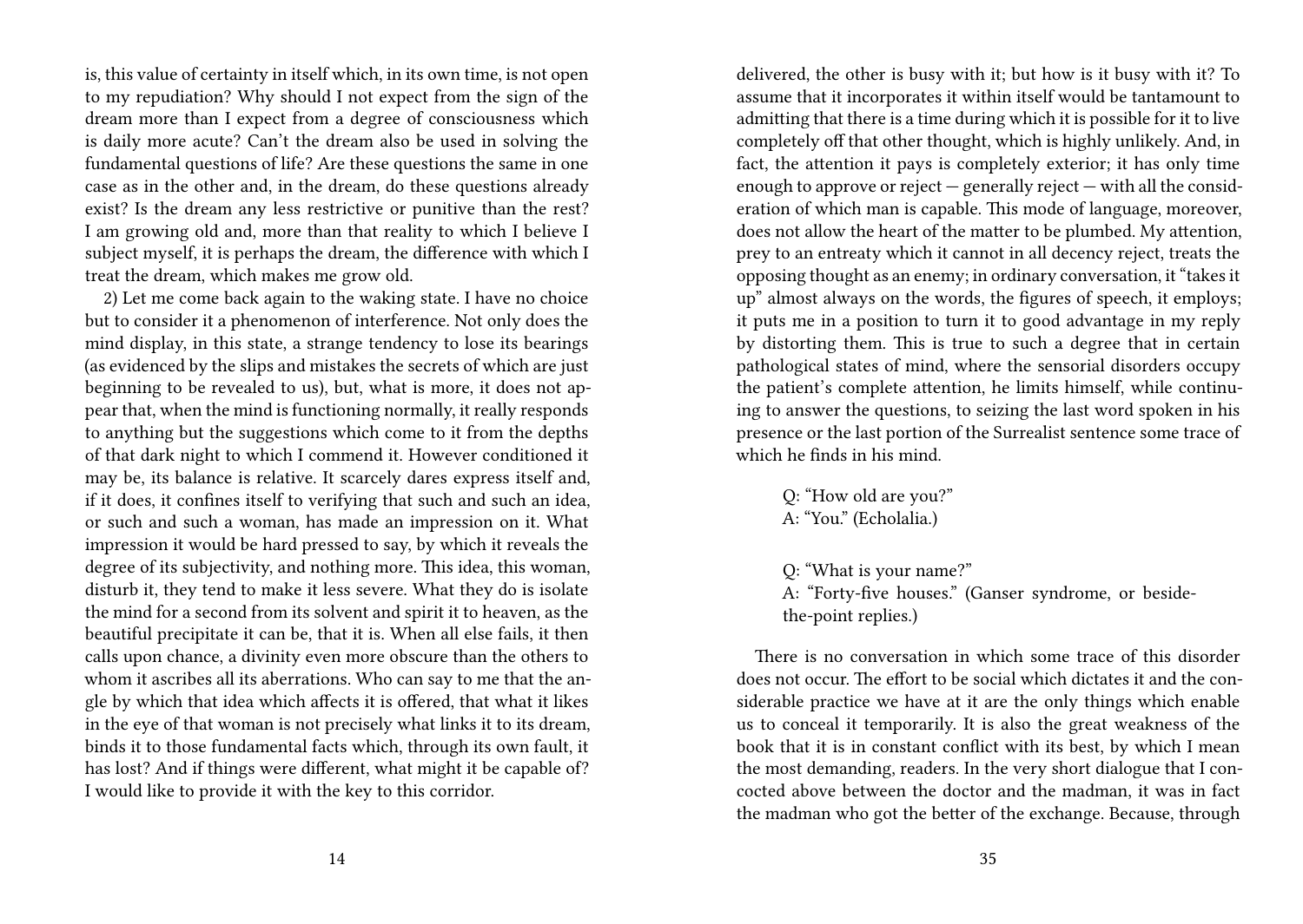is, this value of certainty in itself which, in its own time, is not open to my repudiation? Why should I not expect from the sign of the dream more than I expect from a degree of consciousness which is daily more acute? Can't the dream also be used in solving the fundamental questions of life? Are these questions the same in one case as in the other and, in the dream, do these questions already exist? Is the dream any less restrictive or punitive than the rest? I am growing old and, more than that reality to which I believe I subject myself, it is perhaps the dream, the difference with which I treat the dream, which makes me grow old.

2) Let me come back again to the waking state. I have no choice but to consider it a phenomenon of interference. Not only does the mind display, in this state, a strange tendency to lose its bearings (as evidenced by the slips and mistakes the secrets of which are just beginning to be revealed to us), but, what is more, it does not appear that, when the mind is functioning normally, it really responds to anything but the suggestions which come to it from the depths of that dark night to which I commend it. However conditioned it may be, its balance is relative. It scarcely dares express itself and, if it does, it confines itself to verifying that such and such an idea, or such and such a woman, has made an impression on it. What impression it would be hard pressed to say, by which it reveals the degree of its subjectivity, and nothing more. This idea, this woman, disturb it, they tend to make it less severe. What they do is isolate the mind for a second from its solvent and spirit it to heaven, as the beautiful precipitate it can be, that it is. When all else fails, it then calls upon chance, a divinity even more obscure than the others to whom it ascribes all its aberrations. Who can say to me that the angle by which that idea which affects it is offered, that what it likes in the eye of that woman is not precisely what links it to its dream, binds it to those fundamental facts which, through its own fault, it has lost? And if things were different, what might it be capable of? I would like to provide it with the key to this corridor.

delivered, the other is busy with it; but how is it busy with it? To assume that it incorporates it within itself would be tantamount to admitting that there is a time during which it is possible for it to live completely off that other thought, which is highly unlikely. And, in fact, the attention it pays is completely exterior; it has only time enough to approve or reject — generally reject — with all the consideration of which man is capable. This mode of language, moreover, does not allow the heart of the matter to be plumbed. My attention, prey to an entreaty which it cannot in all decency reject, treats the opposing thought as an enemy; in ordinary conversation, it "takes it up" almost always on the words, the figures of speech, it employs; it puts me in a position to turn it to good advantage in my reply by distorting them. This is true to such a degree that in certain pathological states of mind, where the sensorial disorders occupy the patient's complete attention, he limits himself, while continuing to answer the questions, to seizing the last word spoken in his presence or the last portion of the Surrealist sentence some trace of which he finds in his mind.

> Q: "How old are you?"
> A: "You." (Echolalia.)
>
> Q: "What is your name?"
> A: "Forty-five houses." (Ganser syndrome, or beside-the-point replies.)

There is no conversation in which some trace of this disorder does not occur. The effort to be social which dictates it and the considerable practice we have at it are the only things which enable us to conceal it temporarily. It is also the great weakness of the book that it is in constant conflict with its best, by which I mean the most demanding, readers. In the very short dialogue that I concocted above between the doctor and the madman, it was in fact the madman who got the better of the exchange. Because, through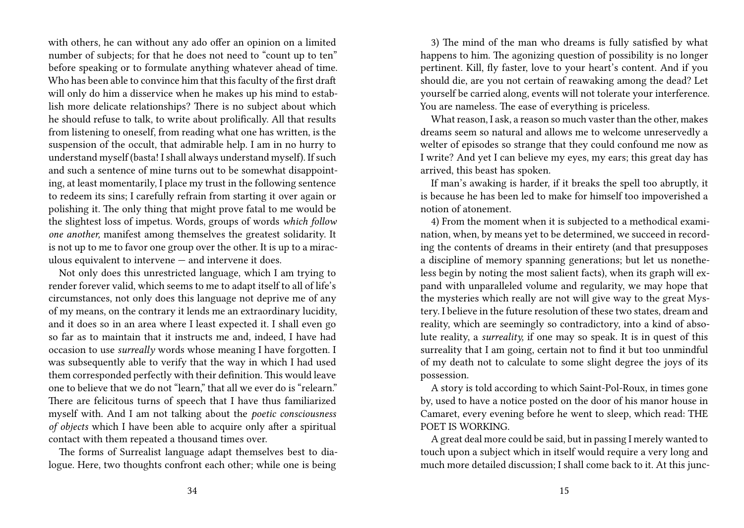with others, he can without any ado offer an opinion on a limited number of subjects; for that he does not need to "count up to ten" before speaking or to formulate anything whatever ahead of time. Who has been able to convince him that this faculty of the first draft will only do him a disservice when he makes up his mind to establish more delicate relationships? There is no subject about which he should refuse to talk, to write about prolifically. All that results from listening to oneself, from reading what one has written, is the suspension of the occult, that admirable help. I am in no hurry to understand myself (basta! I shall always understand myself). If such and such a sentence of mine turns out to be somewhat disappointing, at least momentarily, I place my trust in the following sentence to redeem its sins; I carefully refrain from starting it over again or polishing it. The only thing that might prove fatal to me would be the slightest loss of impetus. Words, groups of words *which follow one another,* manifest among themselves the greatest solidarity. It is not up to me to favor one group over the other. It is up to a miraculous equivalent to intervene — and intervene it does.

Not only does this unrestricted language, which I am trying to render forever valid, which seems to me to adapt itself to all of life's circumstances, not only does this language not deprive me of any of my means, on the contrary it lends me an extraordinary lucidity, and it does so in an area where I least expected it. I shall even go so far as to maintain that it instructs me and, indeed, I have had occasion to use *surreally* words whose meaning I have forgotten. I was subsequently able to verify that the way in which I had used them corresponded perfectly with their definition. This would leave one to believe that we do not "learn," that all we ever do is "relearn." There are felicitous turns of speech that I have thus familiarized myself with. And I am not talking about the *poetic consciousness of objects* which I have been able to acquire only after a spiritual contact with them repeated a thousand times over.

The forms of Surrealist language adapt themselves best to dialogue. Here, two thoughts confront each other; while one is being

3) The mind of the man who dreams is fully satisfied by what happens to him. The agonizing question of possibility is no longer pertinent. Kill, fly faster, love to your heart's content. And if you should die, are you not certain of reawaking among the dead? Let yourself be carried along, events will not tolerate your interference. You are nameless. The ease of everything is priceless.

What reason, I ask, a reason so much vaster than the other, makes dreams seem so natural and allows me to welcome unreservedly a welter of episodes so strange that they could confound me now as I write? And yet I can believe my eyes, my ears; this great day has arrived, this beast has spoken.

If man's awaking is harder, if it breaks the spell too abruptly, it is because he has been led to make for himself too impoverished a notion of atonement.

4) From the moment when it is subjected to a methodical examination, when, by means yet to be determined, we succeed in recording the contents of dreams in their entirety (and that presupposes a discipline of memory spanning generations; but let us nonetheless begin by noting the most salient facts), when its graph will expand with unparalleled volume and regularity, we may hope that the mysteries which really are not will give way to the great Mystery. I believe in the future resolution of these two states, dream and reality, which are seemingly so contradictory, into a kind of absolute reality, a *surreality,* if one may so speak. It is in quest of this surreality that I am going, certain not to find it but too unmindful of my death not to calculate to some slight degree the joys of its possession.

A story is told according to which Saint-Pol-Roux, in times gone by, used to have a notice posted on the door of his manor house in Camaret, every evening before he went to sleep, which read: THE POET IS WORKING.

A great deal more could be said, but in passing I merely wanted to touch upon a subject which in itself would require a very long and much more detailed discussion; I shall come back to it. At this junc-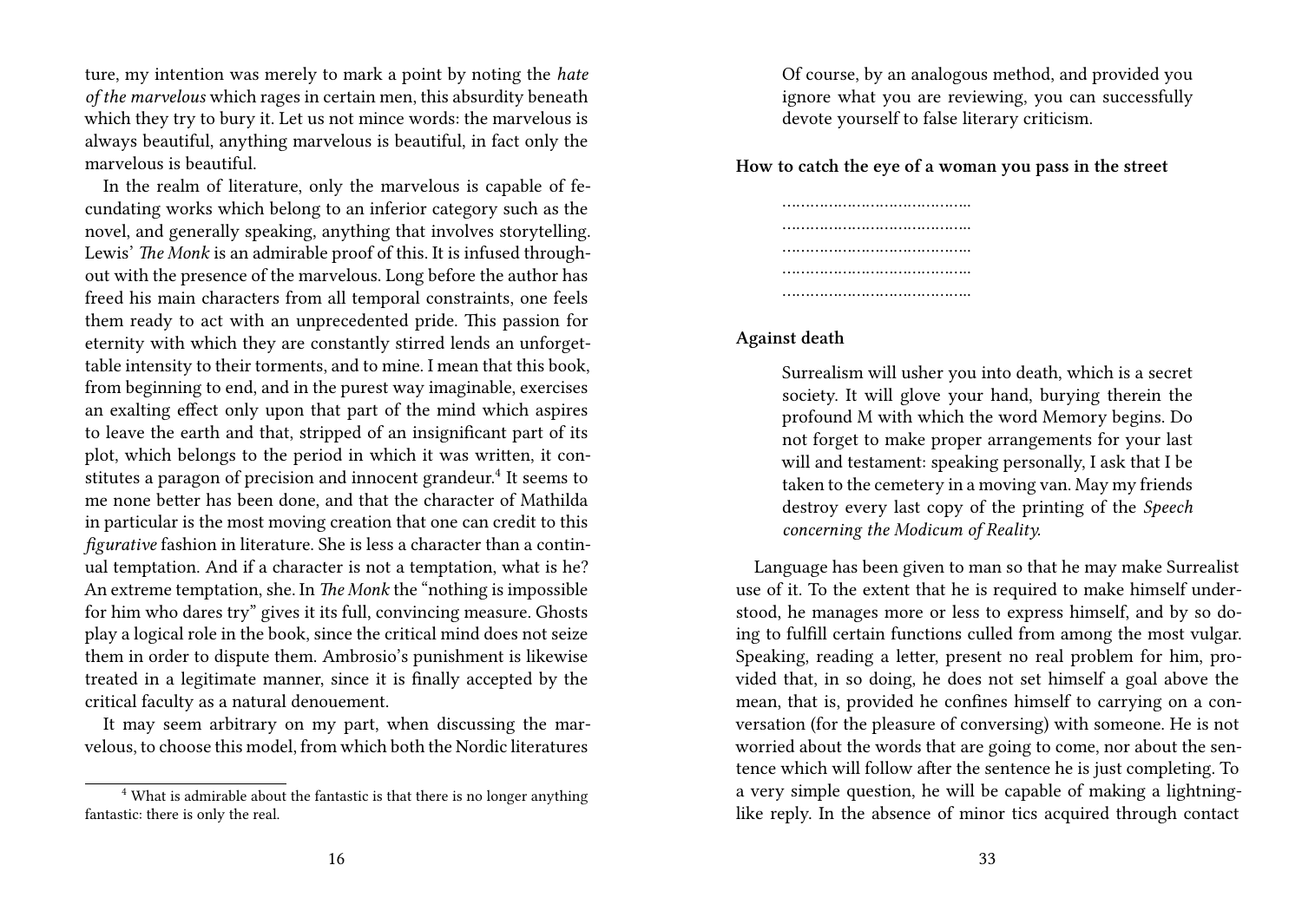ture, my intention was merely to mark a point by noting the *hate of the marvelous* which rages in certain men, this absurdity beneath which they try to bury it. Let us not mince words: the marvelous is always beautiful, anything marvelous is beautiful, in fact only the marvelous is beautiful.

In the realm of literature, only the marvelous is capable of fecundating works which belong to an inferior category such as the novel, and generally speaking, anything that involves storytelling. Lewis' *The Monk* is an admirable proof of this. It is infused throughout with the presence of the marvelous. Long before the author has freed his main characters from all temporal constraints, one feels them ready to act with an unprecedented pride. This passion for eternity with which they are constantly stirred lends an unforgettable intensity to their torments, and to mine. I mean that this book, from beginning to end, and in the purest way imaginable, exercises an exalting effect only upon that part of the mind which aspires to leave the earth and that, stripped of an insignificant part of its plot, which belongs to the period in which it was written, it constitutes a paragon of precision and innocent grandeur.[4] It seems to me none better has been done, and that the character of Mathilda in particular is the most moving creation that one can credit to this *figurative* fashion in literature. She is less a character than a continual temptation. And if a character is not a temptation, what is he? An extreme temptation, she. In *The Monk* the "nothing is impossible for him who dares try" gives it its full, convincing measure. Ghosts play a logical role in the book, since the critical mind does not seize them in order to dispute them. Ambrosio's punishment is likewise treated in a legitimate manner, since it is finally accepted by the critical faculty as a natural denouement.

It may seem arbitrary on my part, when discussing the marvelous, to choose this model, from which both the Nordic literatures

[4] What is admirable about the fantastic is that there is no longer anything fantastic: there is only the real.

> Of course, by an analogous method, and provided you ignore what you are reviewing, you can successfully devote yourself to false literary criticism.

**How to catch the eye of a woman you pass in the street**

> …………………………………
> …………………………………
> …………………………………
> …………………………………
> …………………………………

**Against death**

> Surrealism will usher you into death, which is a secret society. It will glove your hand, burying therein the profound M with which the word Memory begins. Do not forget to make proper arrangements for your last will and testament: speaking personally, I ask that I be taken to the cemetery in a moving van. May my friends destroy every last copy of the printing of the *Speech concerning the Modicum of Reality.*

Language has been given to man so that he may make Surrealist use of it. To the extent that he is required to make himself understood, he manages more or less to express himself, and by so doing to fulfill certain functions culled from among the most vulgar. Speaking, reading a letter, present no real problem for him, provided that, in so doing, he does not set himself a goal above the mean, that is, provided he confines himself to carrying on a conversation (for the pleasure of conversing) with someone. He is not worried about the words that are going to come, nor about the sentence which will follow after the sentence he is just completing. To a very simple question, he will be capable of making a lightning-like reply. In the absence of minor tics acquired through contact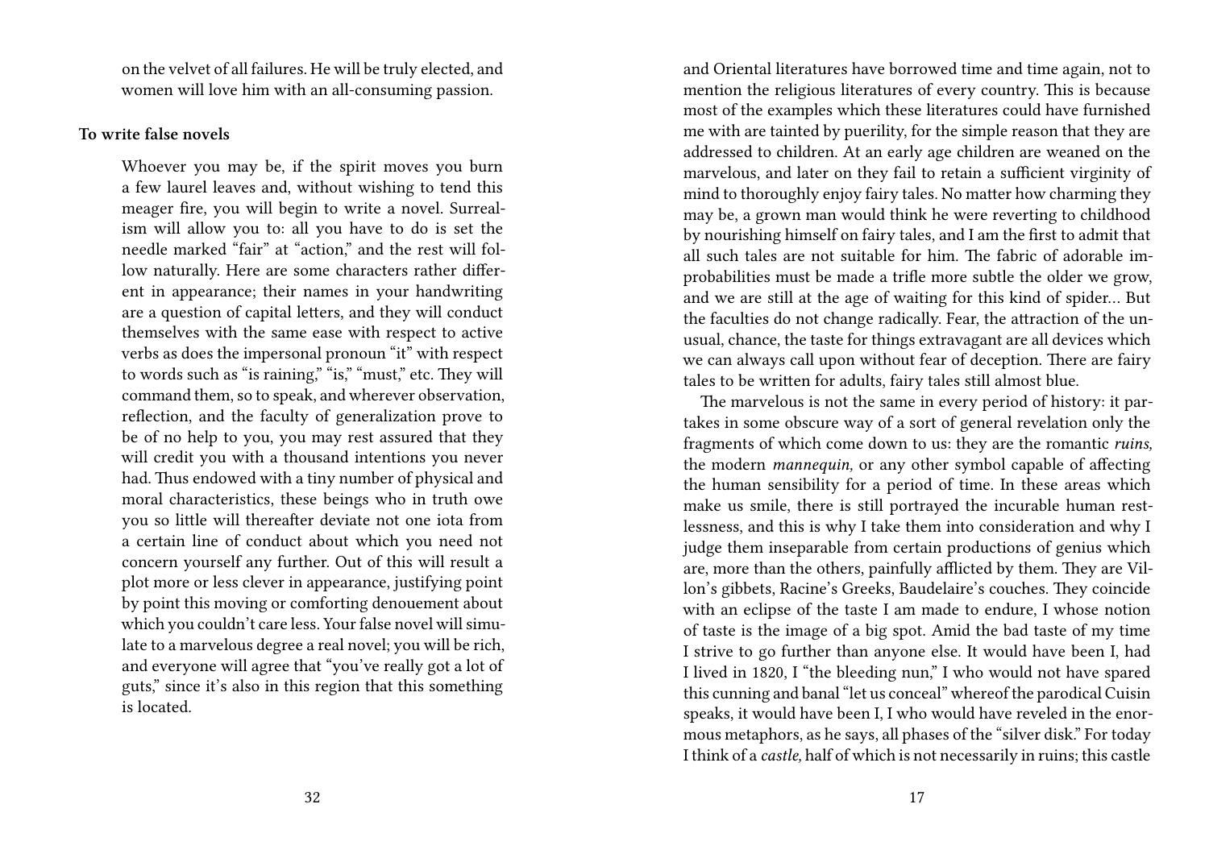on the velvet of all failures. He will be truly elected, and women will love him with an all-consuming passion.

**To write false novels**

> Whoever you may be, if the spirit moves you burn a few laurel leaves and, without wishing to tend this meager fire, you will begin to write a novel. Surrealism will allow you to: all you have to do is set the needle marked "fair" at "action," and the rest will follow naturally. Here are some characters rather different in appearance; their names in your handwriting are a question of capital letters, and they will conduct themselves with the same ease with respect to active verbs as does the impersonal pronoun "it" with respect to words such as "is raining," "is," "must," etc. They will command them, so to speak, and wherever observation, reflection, and the faculty of generalization prove to be of no help to you, you may rest assured that they will credit you with a thousand intentions you never had. Thus endowed with a tiny number of physical and moral characteristics, these beings who in truth owe you so little will thereafter deviate not one iota from a certain line of conduct about which you need not concern yourself any further. Out of this will result a plot more or less clever in appearance, justifying point by point this moving or comforting denouement about which you couldn't care less. Your false novel will simulate to a marvelous degree a real novel; you will be rich, and everyone will agree that "you've really got a lot of guts," since it's also in this region that this something is located.

and Oriental literatures have borrowed time and time again, not to mention the religious literatures of every country. This is because most of the examples which these literatures could have furnished me with are tainted by puerility, for the simple reason that they are addressed to children. At an early age children are weaned on the marvelous, and later on they fail to retain a sufficient virginity of mind to thoroughly enjoy fairy tales. No matter how charming they may be, a grown man would think he were reverting to childhood by nourishing himself on fairy tales, and I am the first to admit that all such tales are not suitable for him. The fabric of adorable improbabilities must be made a trifle more subtle the older we grow, and we are still at the age of waiting for this kind of spider… But the faculties do not change radically. Fear, the attraction of the unusual, chance, the taste for things extravagant are all devices which we can always call upon without fear of deception. There are fairy tales to be written for adults, fairy tales still almost blue.

The marvelous is not the same in every period of history: it partakes in some obscure way of a sort of general revelation only the fragments of which come down to us: they are the romantic *ruins,* the modern *mannequin,* or any other symbol capable of affecting the human sensibility for a period of time. In these areas which make us smile, there is still portrayed the incurable human restlessness, and this is why I take them into consideration and why I judge them inseparable from certain productions of genius which are, more than the others, painfully afflicted by them. They are Villon's gibbets, Racine's Greeks, Baudelaire's couches. They coincide with an eclipse of the taste I am made to endure, I whose notion of taste is the image of a big spot. Amid the bad taste of my time I strive to go further than anyone else. It would have been I, had I lived in 1820, I "the bleeding nun," I who would not have spared this cunning and banal "let us conceal" whereof the parodical Cuisin speaks, it would have been I, I who would have reveled in the enormous metaphors, as he says, all phases of the "silver disk." For today I think of a *castle,* half of which is not necessarily in ruins; this castle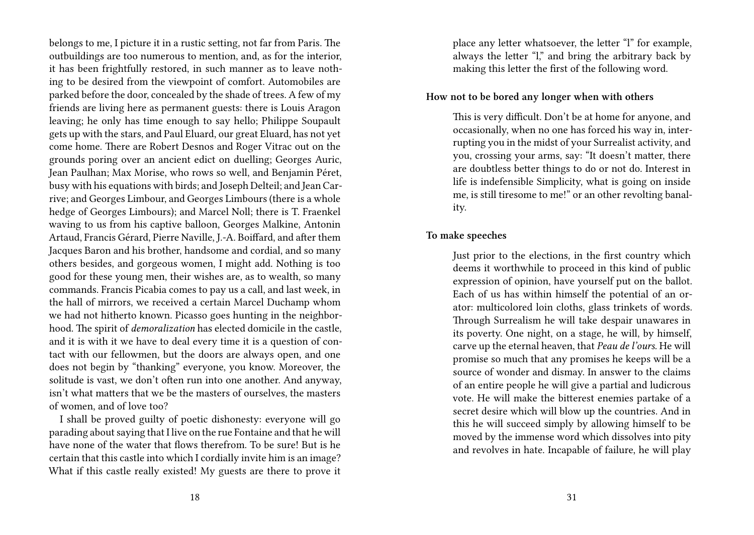belongs to me, I picture it in a rustic setting, not far from Paris. The outbuildings are too numerous to mention, and, as for the interior, it has been frightfully restored, in such manner as to leave nothing to be desired from the viewpoint of comfort. Automobiles are parked before the door, concealed by the shade of trees. A few of my friends are living here as permanent guests: there is Louis Aragon leaving; he only has time enough to say hello; Philippe Soupault gets up with the stars, and Paul Eluard, our great Eluard, has not yet come home. There are Robert Desnos and Roger Vitrac out on the grounds poring over an ancient edict on duelling; Georges Auric, Jean Paulhan; Max Morise, who rows so well, and Benjamin Péret, busy with his equations with birds; and Joseph Delteil; and Jean Carrive; and Georges Limbour, and Georges Limbours (there is a whole hedge of Georges Limbours); and Marcel Noll; there is T. Fraenkel waving to us from his captive balloon, Georges Malkine, Antonin Artaud, Francis Gérard, Pierre Naville, J.-A. Boiffard, and after them Jacques Baron and his brother, handsome and cordial, and so many others besides, and gorgeous women, I might add. Nothing is too good for these young men, their wishes are, as to wealth, so many commands. Francis Picabia comes to pay us a call, and last week, in the hall of mirrors, we received a certain Marcel Duchamp whom we had not hitherto known. Picasso goes hunting in the neighborhood. The spirit of *demoralization* has elected domicile in the castle, and it is with it we have to deal every time it is a question of contact with our fellowmen, but the doors are always open, and one does not begin by "thanking" everyone, you know. Moreover, the solitude is vast, we don't often run into one another. And anyway, isn't what matters that we be the masters of ourselves, the masters of women, and of love too?

I shall be proved guilty of poetic dishonesty: everyone will go parading about saying that I live on the rue Fontaine and that he will have none of the water that flows therefrom. To be sure! But is he certain that this castle into which I cordially invite him is an image? What if this castle really existed! My guests are there to prove it

place any letter whatsoever, the letter "l" for example, always the letter "l," and bring the arbitrary back by making this letter the first of the following word.

**How not to be bored any longer when with others**

This is very difficult. Don't be at home for anyone, and occasionally, when no one has forced his way in, interrupting you in the midst of your Surrealist activity, and you, crossing your arms, say: "It doesn't matter, there are doubtless better things to do or not do. Interest in life is indefensible Simplicity, what is going on inside me, is still tiresome to me!" or an other revolting banality.

**To make speeches**

Just prior to the elections, in the first country which deems it worthwhile to proceed in this kind of public expression of opinion, have yourself put on the ballot. Each of us has within himself the potential of an orator: multicolored loin cloths, glass trinkets of words. Through Surrealism he will take despair unawares in its poverty. One night, on a stage, he will, by himself, carve up the eternal heaven, that *Peau de l'ours.* He will promise so much that any promises he keeps will be a source of wonder and dismay. In answer to the claims of an entire people he will give a partial and ludicrous vote. He will make the bitterest enemies partake of a secret desire which will blow up the countries. And in this he will succeed simply by allowing himself to be moved by the immense word which dissolves into pity and revolves in hate. Incapable of failure, he will play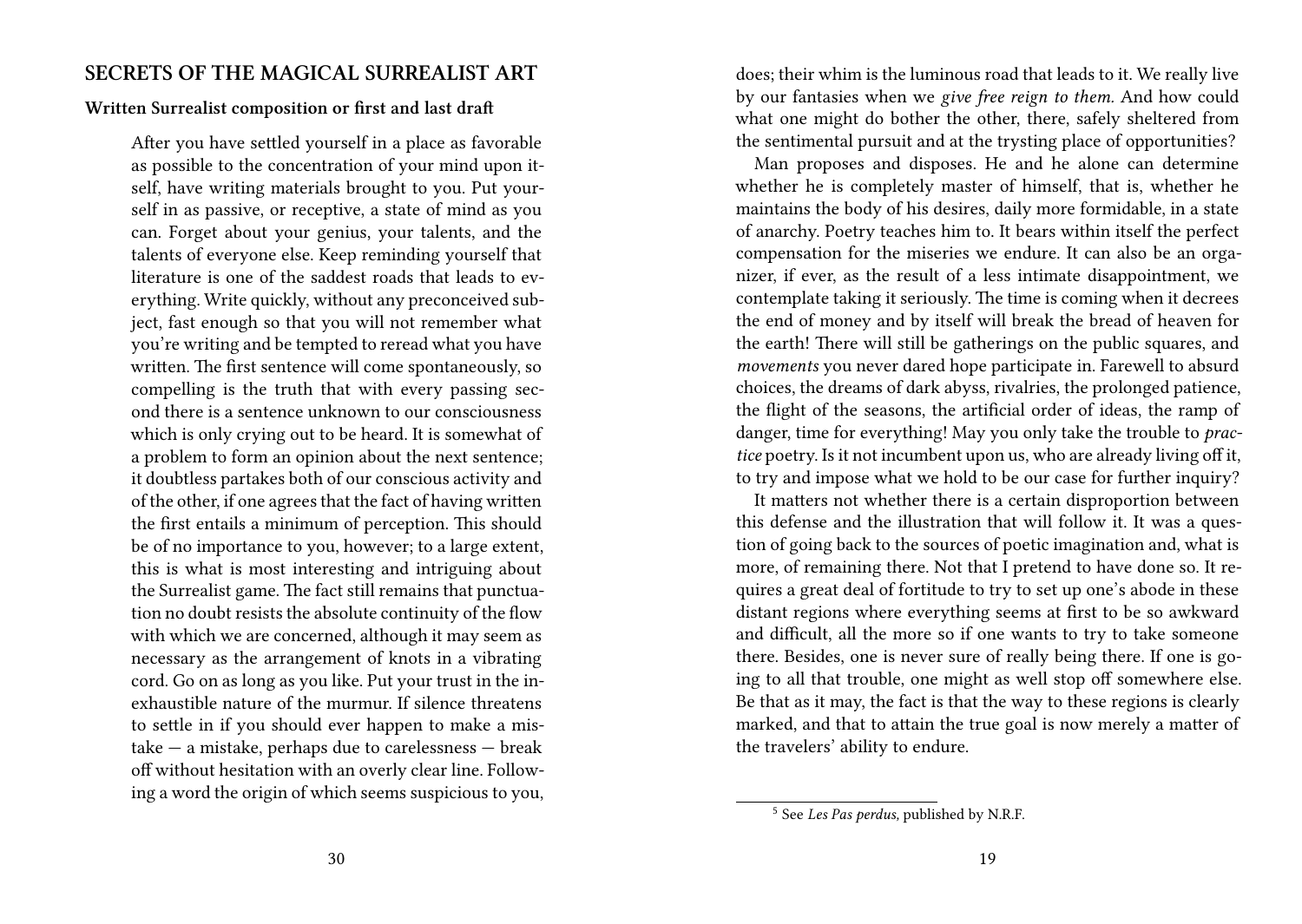## SECRETS OF THE MAGICAL SURREALIST ART

### Written Surrealist composition or first and last draft

> After you have settled yourself in a place as favorable as possible to the concentration of your mind upon itself, have writing materials brought to you. Put yourself in as passive, or receptive, a state of mind as you can. Forget about your genius, your talents, and the talents of everyone else. Keep reminding yourself that literature is one of the saddest roads that leads to everything. Write quickly, without any preconceived subject, fast enough so that you will not remember what you're writing and be tempted to reread what you have written. The first sentence will come spontaneously, so compelling is the truth that with every passing second there is a sentence unknown to our consciousness which is only crying out to be heard. It is somewhat of a problem to form an opinion about the next sentence; it doubtless partakes both of our conscious activity and of the other, if one agrees that the fact of having written the first entails a minimum of perception. This should be of no importance to you, however; to a large extent, this is what is most interesting and intriguing about the Surrealist game. The fact still remains that punctuation no doubt resists the absolute continuity of the flow with which we are concerned, although it may seem as necessary as the arrangement of knots in a vibrating cord. Go on as long as you like. Put your trust in the inexhaustible nature of the murmur. If silence threatens to settle in if you should ever happen to make a mistake — a mistake, perhaps due to carelessness — break off without hesitation with an overly clear line. Following a word the origin of which seems suspicious to you,

does; their whim is the luminous road that leads to it. We really live by our fantasies when we *give free reign to them.* And how could what one might do bother the other, there, safely sheltered from the sentimental pursuit and at the trysting place of opportunities?

Man proposes and disposes. He and he alone can determine whether he is completely master of himself, that is, whether he maintains the body of his desires, daily more formidable, in a state of anarchy. Poetry teaches him to. It bears within itself the perfect compensation for the miseries we endure. It can also be an organizer, if ever, as the result of a less intimate disappointment, we contemplate taking it seriously. The time is coming when it decrees the end of money and by itself will break the bread of heaven for the earth! There will still be gatherings on the public squares, and *movements* you never dared hope participate in. Farewell to absurd choices, the dreams of dark abyss, rivalries, the prolonged patience, the flight of the seasons, the artificial order of ideas, the ramp of danger, time for everything! May you only take the trouble to *practice* poetry. Is it not incumbent upon us, who are already living off it, to try and impose what we hold to be our case for further inquiry?

It matters not whether there is a certain disproportion between this defense and the illustration that will follow it. It was a question of going back to the sources of poetic imagination and, what is more, of remaining there. Not that I pretend to have done so. It requires a great deal of fortitude to try to set up one's abode in these distant regions where everything seems at first to be so awkward and difficult, all the more so if one wants to try to take someone there. Besides, one is never sure of really being there. If one is going to all that trouble, one might as well stop off somewhere else. Be that as it may, the fact is that the way to these regions is clearly marked, and that to attain the true goal is now merely a matter of the travelers' ability to endure.

---

[5] See *Les Pas perdus,* published by N.R.F.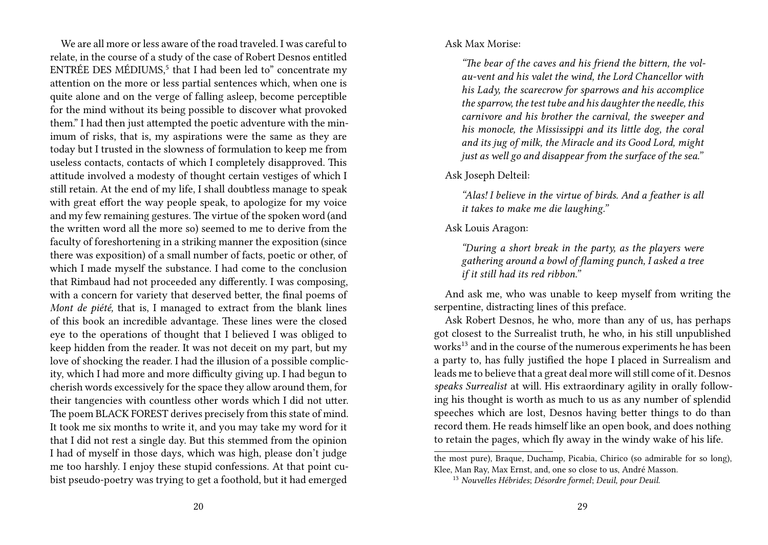We are all more or less aware of the road traveled. I was careful to relate, in the course of a study of the case of Robert Desnos entitled ENTRÉE DES MÉDIUMS,[5] that I had been led to" concentrate my attention on the more or less partial sentences which, when one is quite alone and on the verge of falling asleep, become perceptible for the mind without its being possible to discover what provoked them." I had then just attempted the poetic adventure with the minimum of risks, that is, my aspirations were the same as they are today but I trusted in the slowness of formulation to keep me from useless contacts, contacts of which I completely disapproved. This attitude involved a modesty of thought certain vestiges of which I still retain. At the end of my life, I shall doubtless manage to speak with great effort the way people speak, to apologize for my voice and my few remaining gestures. The virtue of the spoken word (and the written word all the more so) seemed to me to derive from the faculty of foreshortening in a striking manner the exposition (since there was exposition) of a small number of facts, poetic or other, of which I made myself the substance. I had come to the conclusion that Rimbaud had not proceeded any differently. I was composing, with a concern for variety that deserved better, the final poems of *Mont de piété,* that is, I managed to extract from the blank lines of this book an incredible advantage. These lines were the closed eye to the operations of thought that I believed I was obliged to keep hidden from the reader. It was not deceit on my part, but my love of shocking the reader. I had the illusion of a possible complicity, which I had more and more difficulty giving up. I had begun to cherish words excessively for the space they allow around them, for their tangencies with countless other words which I did not utter. The poem BLACK FOREST derives precisely from this state of mind. It took me six months to write it, and you may take my word for it that I did not rest a single day. But this stemmed from the opinion I had of myself in those days, which was high, please don't judge me too harshly. I enjoy these stupid confessions. At that point cubist pseudo-poetry was trying to get a foothold, but it had emerged

Ask Max Morise:

> *"The bear of the caves and his friend the bittern, the vol-au-vent and his valet the wind, the Lord Chancellor with his Lady, the scarecrow for sparrows and his accomplice the sparrow, the test tube and his daughter the needle, this carnivore and his brother the carnival, the sweeper and his monocle, the Mississippi and its little dog, the coral and its jug of milk, the Miracle and its Good Lord, might just as well go and disappear from the surface of the sea."*

Ask Joseph Delteil:

> *"Alas! I believe in the virtue of birds. And a feather is all it takes to make me die laughing."*

Ask Louis Aragon:

> *"During a short break in the party, as the players were gathering around a bowl of flaming punch, I asked a tree if it still had its red ribbon."*

And ask me, who was unable to keep myself from writing the serpentine, distracting lines of this preface.

Ask Robert Desnos, he who, more than any of us, has perhaps got closest to the Surrealist truth, he who, in his still unpublished works[13] and in the course of the numerous experiments he has been a party to, has fully justified the hope I placed in Surrealism and leads me to believe that a great deal more will still come of it. Desnos *speaks Surrealist* at will. His extraordinary agility in orally following his thought is worth as much to us as any number of splendid speeches which are lost, Desnos having better things to do than record them. He reads himself like an open book, and does nothing to retain the pages, which fly away in the windy wake of his life.

---

the most pure), Braque, Duchamp, Picabia, Chirico (so admirable for so long), Klee, Man Ray, Max Ernst, and, one so close to us, André Masson.

[13] *Nouvelles Hébrides*; *Désordre formel*; *Deuil, pour Deuil.*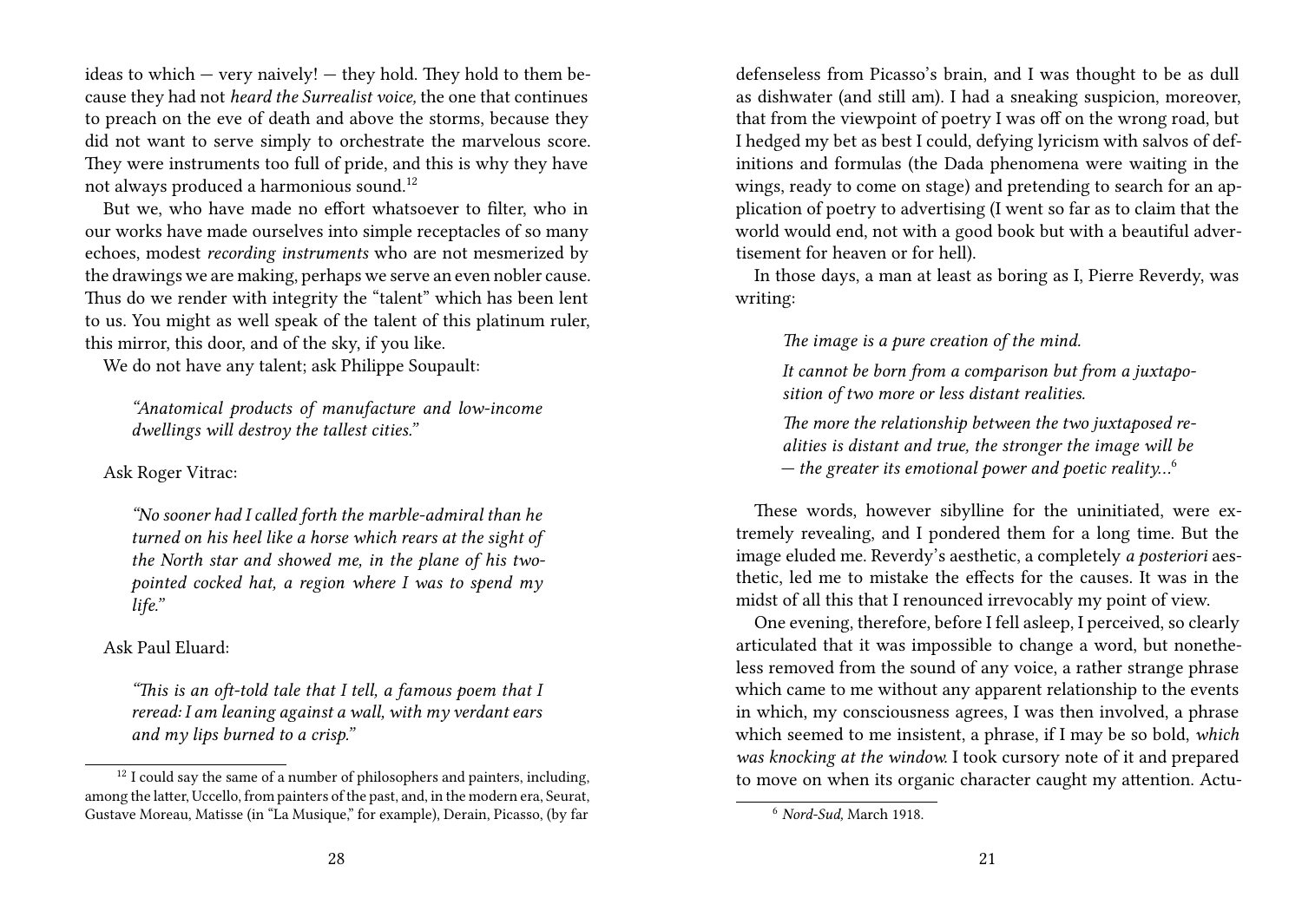ideas to which — very naively! — they hold. They hold to them because they had not *heard the Surrealist voice,* the one that continues to preach on the eve of death and above the storms, because they did not want to serve simply to orchestrate the marvelous score. They were instruments too full of pride, and this is why they have not always produced a harmonious sound.[12]

But we, who have made no effort whatsoever to filter, who in our works have made ourselves into simple receptacles of so many echoes, modest *recording instruments* who are not mesmerized by the drawings we are making, perhaps we serve an even nobler cause. Thus do we render with integrity the "talent" which has been lent to us. You might as well speak of the talent of this platinum ruler, this mirror, this door, and of the sky, if you like.

We do not have any talent; ask Philippe Soupault:

> *"Anatomical products of manufacture and low-income dwellings will destroy the tallest cities."*

Ask Roger Vitrac:

> *"No sooner had I called forth the marble-admiral than he turned on his heel like a horse which rears at the sight of the North star and showed me, in the plane of his two-pointed cocked hat, a region where I was to spend my life."*

Ask Paul Eluard:

> *"This is an oft-told tale that I tell, a famous poem that I reread: I am leaning against a wall, with my verdant ears and my lips burned to a crisp."*

[12] I could say the same of a number of philosophers and painters, including, among the latter, Uccello, from painters of the past, and, in the modern era, Seurat, Gustave Moreau, Matisse (in "La Musique," for example), Derain, Picasso, (by far

defenseless from Picasso's brain, and I was thought to be as dull as dishwater (and still am). I had a sneaking suspicion, moreover, that from the viewpoint of poetry I was off on the wrong road, but I hedged my bet as best I could, defying lyricism with salvos of definitions and formulas (the Dada phenomena were waiting in the wings, ready to come on stage) and pretending to search for an application of poetry to advertising (I went so far as to claim that the world would end, not with a good book but with a beautiful advertisement for heaven or for hell).

In those days, a man at least as boring as I, Pierre Reverdy, was writing:

> *The image is a pure creation of the mind.*
>
> *It cannot be born from a comparison but from a juxtaposition of two more or less distant realities.*
>
> *The more the relationship between the two juxtaposed realities is distant and true, the stronger the image will be — the greater its emotional power and poetic reality…*[6]

These words, however sibylline for the uninitiated, were extremely revealing, and I pondered them for a long time. But the image eluded me. Reverdy's aesthetic, a completely *a posteriori* aesthetic, led me to mistake the effects for the causes. It was in the midst of all this that I renounced irrevocably my point of view.

One evening, therefore, before I fell asleep, I perceived, so clearly articulated that it was impossible to change a word, but nonetheless removed from the sound of any voice, a rather strange phrase which came to me without any apparent relationship to the events in which, my consciousness agrees, I was then involved, a phrase which seemed to me insistent, a phrase, if I may be so bold, *which was knocking at the window.* I took cursory note of it and prepared to move on when its organic character caught my attention. Actu-

[6] *Nord-Sud,* March 1918.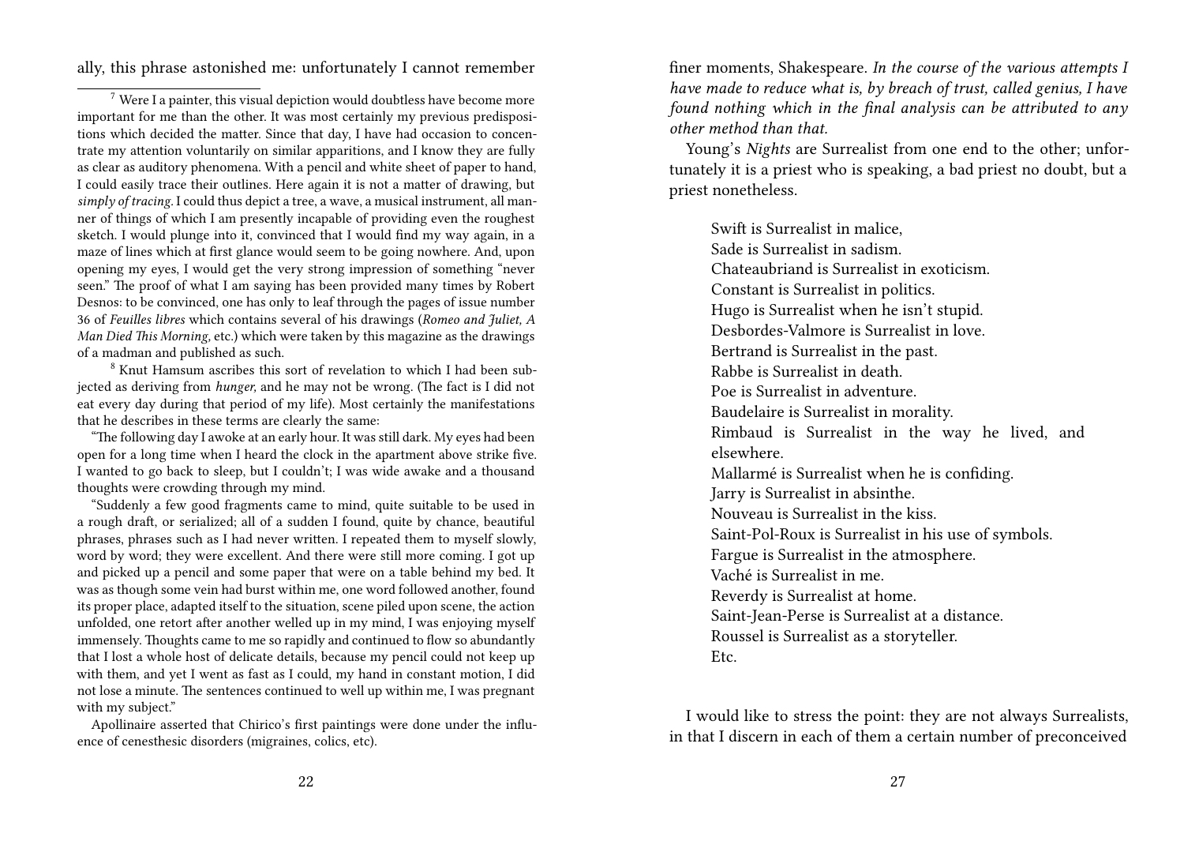ally, this phrase astonished me: unfortunately I cannot remember

[7] Were I a painter, this visual depiction would doubtless have become more important for me than the other. It was most certainly my previous predispositions which decided the matter. Since that day, I have had occasion to concentrate my attention voluntarily on similar apparitions, and I know they are fully as clear as auditory phenomena. With a pencil and white sheet of paper to hand, I could easily trace their outlines. Here again it is not a matter of drawing, but *simply of tracing.* I could thus depict a tree, a wave, a musical instrument, all manner of things of which I am presently incapable of providing even the roughest sketch. I would plunge into it, convinced that I would find my way again, in a maze of lines which at first glance would seem to be going nowhere. And, upon opening my eyes, I would get the very strong impression of something "never seen." The proof of what I am saying has been provided many times by Robert Desnos: to be convinced, one has only to leaf through the pages of issue number 36 of *Feuilles libres* which contains several of his drawings (*Romeo and Juliet, A Man Died This Morning*, etc.) which were taken by this magazine as the drawings of a madman and published as such.

[8] Knut Hamsum ascribes this sort of revelation to which I had been subjected as deriving from *hunger,* and he may not be wrong. (The fact is I did not eat every day during that period of my life). Most certainly the manifestations that he describes in these terms are clearly the same:

"The following day I awoke at an early hour. It was still dark. My eyes had been open for a long time when I heard the clock in the apartment above strike five. I wanted to go back to sleep, but I couldn't; I was wide awake and a thousand thoughts were crowding through my mind.

"Suddenly a few good fragments came to mind, quite suitable to be used in a rough draft, or serialized; all of a sudden I found, quite by chance, beautiful phrases, phrases such as I had never written. I repeated them to myself slowly, word by word; they were excellent. And there were still more coming. I got up and picked up a pencil and some paper that were on a table behind my bed. It was as though some vein had burst within me, one word followed another, found its proper place, adapted itself to the situation, scene piled upon scene, the action unfolded, one retort after another welled up in my mind, I was enjoying myself immensely. Thoughts came to me so rapidly and continued to flow so abundantly that I lost a whole host of delicate details, because my pencil could not keep up with them, and yet I went as fast as I could, my hand in constant motion, I did not lose a minute. The sentences continued to well up within me, I was pregnant with my subject."

Apollinaire asserted that Chirico's first paintings were done under the influence of cenesthesic disorders (migraines, colics, etc).

finer moments, Shakespeare. *In the course of the various attempts I have made to reduce what is, by breach of trust, called genius, I have found nothing which in the final analysis can be attributed to any other method than that.*

Young's *Nights* are Surrealist from one end to the other; unfortunately it is a priest who is speaking, a bad priest no doubt, but a priest nonetheless.

> Swift is Surrealist in malice,
> Sade is Surrealist in sadism.
> Chateaubriand is Surrealist in exoticism.
> Constant is Surrealist in politics.
> Hugo is Surrealist when he isn't stupid.
> Desbordes-Valmore is Surrealist in love.
> Bertrand is Surrealist in the past.
> Rabbe is Surrealist in death.
> Poe is Surrealist in adventure.
> Baudelaire is Surrealist in morality.
> Rimbaud is Surrealist in the way he lived, and elsewhere.
> Mallarmé is Surrealist when he is confiding.
> Jarry is Surrealist in absinthe.
> Nouveau is Surrealist in the kiss.
> Saint-Pol-Roux is Surrealist in his use of symbols.
> Fargue is Surrealist in the atmosphere.
> Vaché is Surrealist in me.
> Reverdy is Surrealist at home.
> Saint-Jean-Perse is Surrealist at a distance.
> Roussel is Surrealist as a storyteller.
> Etc.

I would like to stress the point: they are not always Surrealists, in that I discern in each of them a certain number of preconceived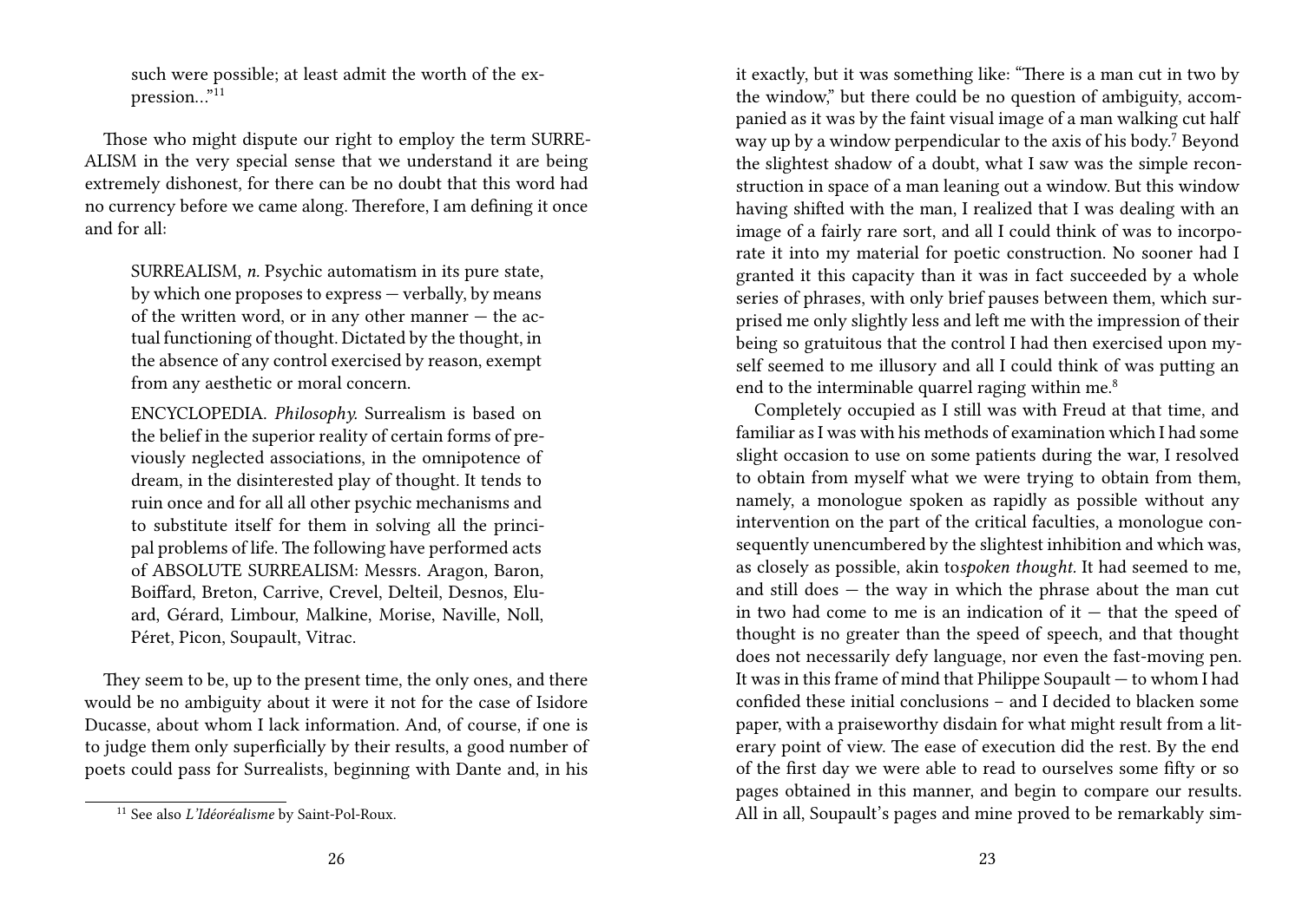such were possible; at least admit the worth of the expression..."[11]

Those who might dispute our right to employ the term SURREALISM in the very special sense that we understand it are being extremely dishonest, for there can be no doubt that this word had no currency before we came along. Therefore, I am defining it once and for all:

> SURREALISM, *n.* Psychic automatism in its pure state, by which one proposes to express — verbally, by means of the written word, or in any other manner — the actual functioning of thought. Dictated by the thought, in the absence of any control exercised by reason, exempt from any aesthetic or moral concern.
>
> ENCYCLOPEDIA. *Philosophy.* Surrealism is based on the belief in the superior reality of certain forms of previously neglected associations, in the omnipotence of dream, in the disinterested play of thought. It tends to ruin once and for all all other psychic mechanisms and to substitute itself for them in solving all the principal problems of life. The following have performed acts of ABSOLUTE SURREALISM: Messrs. Aragon, Baron, Boiffard, Breton, Carrive, Crevel, Delteil, Desnos, Eluard, Gérard, Limbour, Malkine, Morise, Naville, Noll, Péret, Picon, Soupault, Vitrac.

They seem to be, up to the present time, the only ones, and there would be no ambiguity about it were it not for the case of Isidore Ducasse, about whom I lack information. And, of course, if one is to judge them only superficially by their results, a good number of poets could pass for Surrealists, beginning with Dante and, in his

[11] See also *L'Idéoréalisme* by Saint-Pol-Roux.

it exactly, but it was something like: "There is a man cut in two by the window," but there could be no question of ambiguity, accompanied as it was by the faint visual image of a man walking cut half way up by a window perpendicular to the axis of his body.[7] Beyond the slightest shadow of a doubt, what I saw was the simple reconstruction in space of a man leaning out a window. But this window having shifted with the man, I realized that I was dealing with an image of a fairly rare sort, and all I could think of was to incorporate it into my material for poetic construction. No sooner had I granted it this capacity than it was in fact succeeded by a whole series of phrases, with only brief pauses between them, which surprised me only slightly less and left me with the impression of their being so gratuitous that the control I had then exercised upon myself seemed to me illusory and all I could think of was putting an end to the interminable quarrel raging within me.[8]

Completely occupied as I still was with Freud at that time, and familiar as I was with his methods of examination which I had some slight occasion to use on some patients during the war, I resolved to obtain from myself what we were trying to obtain from them, namely, a monologue spoken as rapidly as possible without any intervention on the part of the critical faculties, a monologue consequently unencumbered by the slightest inhibition and which was, as closely as possible, akin to*spoken thought*. It had seemed to me, and still does — the way in which the phrase about the man cut in two had come to me is an indication of it — that the speed of thought is no greater than the speed of speech, and that thought does not necessarily defy language, nor even the fast-moving pen. It was in this frame of mind that Philippe Soupault — to whom I had confided these initial conclusions – and I decided to blacken some paper, with a praiseworthy disdain for what might result from a literary point of view. The ease of execution did the rest. By the end of the first day we were able to read to ourselves some fifty or so pages obtained in this manner, and begin to compare our results. All in all, Soupault's pages and mine proved to be remarkably sim-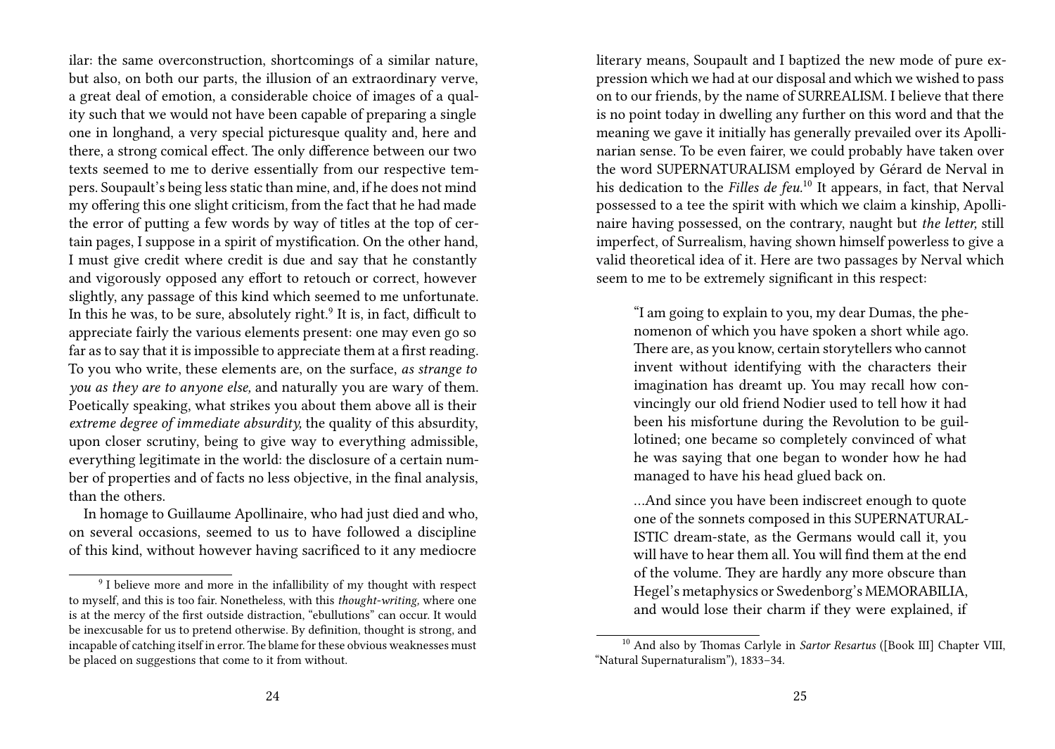ilar: the same overconstruction, shortcomings of a similar nature, but also, on both our parts, the illusion of an extraordinary verve, a great deal of emotion, a considerable choice of images of a quality such that we would not have been capable of preparing a single one in longhand, a very special picturesque quality and, here and there, a strong comical effect. The only difference between our two texts seemed to me to derive essentially from our respective tempers. Soupault's being less static than mine, and, if he does not mind my offering this one slight criticism, from the fact that he had made the error of putting a few words by way of titles at the top of certain pages, I suppose in a spirit of mystification. On the other hand, I must give credit where credit is due and say that he constantly and vigorously opposed any effort to retouch or correct, however slightly, any passage of this kind which seemed to me unfortunate. In this he was, to be sure, absolutely right.[9] It is, in fact, difficult to appreciate fairly the various elements present: one may even go so far as to say that it is impossible to appreciate them at a first reading. To you who write, these elements are, on the surface, *as strange to you as they are to anyone else,* and naturally you are wary of them. Poetically speaking, what strikes you about them above all is their *extreme degree of immediate absurdity,* the quality of this absurdity, upon closer scrutiny, being to give way to everything admissible, everything legitimate in the world: the disclosure of a certain number of properties and of facts no less objective, in the final analysis, than the others.

In homage to Guillaume Apollinaire, who had just died and who, on several occasions, seemed to us to have followed a discipline of this kind, without however having sacrificed to it any mediocre literary means, Soupault and I baptized the new mode of pure expression which we had at our disposal and which we wished to pass on to our friends, by the name of SURREALISM. I believe that there is no point today in dwelling any further on this word and that the meaning we gave it initially has generally prevailed over its Apollinarian sense. To be even fairer, we could probably have taken over the word SUPERNATURALISM employed by Gérard de Nerval in his dedication to the *Filles de feu.*[10] It appears, in fact, that Nerval possessed to a tee the spirit with which we claim a kinship, Apollinaire having possessed, on the contrary, naught but *the letter,* still imperfect, of Surrealism, having shown himself powerless to give a valid theoretical idea of it. Here are two passages by Nerval which seem to me to be extremely significant in this respect:

> "I am going to explain to you, my dear Dumas, the phenomenon of which you have spoken a short while ago. There are, as you know, certain storytellers who cannot invent without identifying with the characters their imagination has dreamt up. You may recall how convincingly our old friend Nodier used to tell how it had been his misfortune during the Revolution to be guillotined; one became so completely convinced of what he was saying that one began to wonder how he had managed to have his head glued back on.
>
> …And since you have been indiscreet enough to quote one of the sonnets composed in this SUPERNATURALISTIC dream-state, as the Germans would call it, you will have to hear them all. You will find them at the end of the volume. They are hardly any more obscure than Hegel's metaphysics or Swedenborg's MEMORABILIA, and would lose their charm if they were explained, if

[9] I believe more and more in the infallibility of my thought with respect to myself, and this is too fair. Nonetheless, with this *thought-writing,* where one is at the mercy of the first outside distraction, "ebullutions" can occur. It would be inexcusable for us to pretend otherwise. By definition, thought is strong, and incapable of catching itself in error. The blame for these obvious weaknesses must be placed on suggestions that come to it from without.

[10] And also by Thomas Carlyle in *Sartor Resartus* ([Book III] Chapter VIII, "Natural Supernaturalism"), 1833–34.